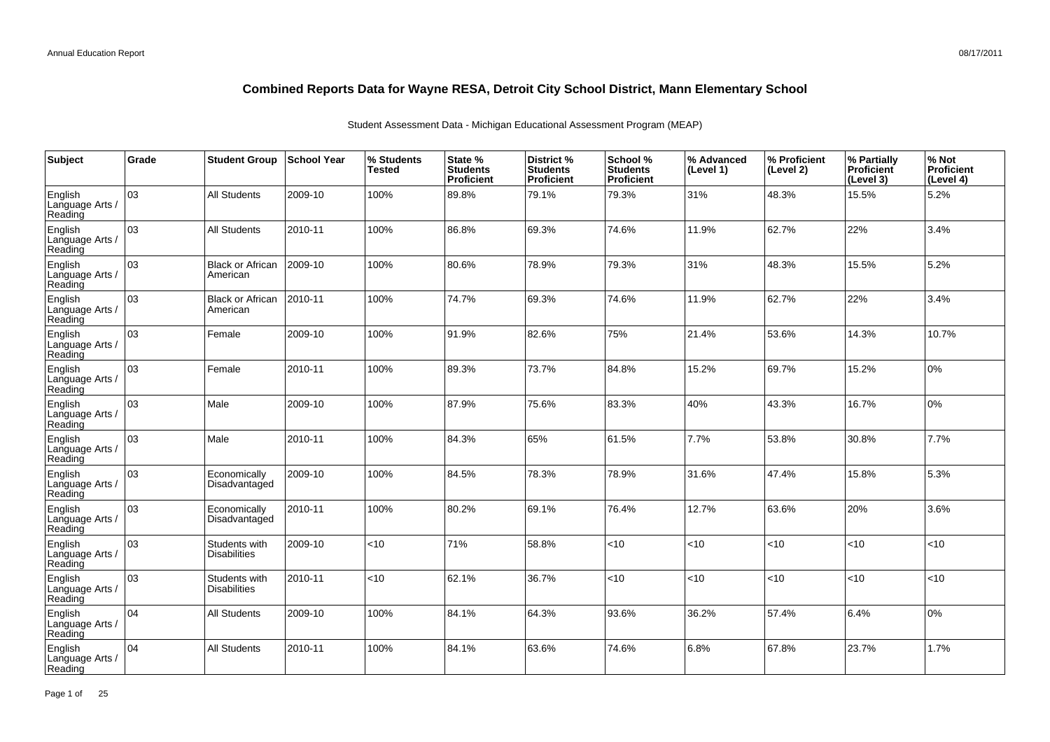# Combined Reports Data for Wayne RESA, Detroit City School District, Mann Elementary School

Student Assessment Data - Michigan Educational Assessment Program (MEAP)

| Subject | Grade | Student Group | School Year | % Students Tested | State % Students Proficient | District % Students Proficient | School % Students Proficient | % Advanced (Level 1) | % Proficient (Level 2) | % Partially Proficient (Level 3) | % Not Proficient (Level 4) |
|---|---|---|---|---|---|---|---|---|---|---|---|
| English Language Arts / Reading | 03 | All Students | 2009-10 | 100% | 89.8% | 79.1% | 79.3% | 31% | 48.3% | 15.5% | 5.2% |
| English Language Arts / Reading | 03 | All Students | 2010-11 | 100% | 86.8% | 69.3% | 74.6% | 11.9% | 62.7% | 22% | 3.4% |
| English Language Arts / Reading | 03 | Black or African American | 2009-10 | 100% | 80.6% | 78.9% | 79.3% | 31% | 48.3% | 15.5% | 5.2% |
| English Language Arts / Reading | 03 | Black or African American | 2010-11 | 100% | 74.7% | 69.3% | 74.6% | 11.9% | 62.7% | 22% | 3.4% |
| English Language Arts / Reading | 03 | Female | 2009-10 | 100% | 91.9% | 82.6% | 75% | 21.4% | 53.6% | 14.3% | 10.7% |
| English Language Arts / Reading | 03 | Female | 2010-11 | 100% | 89.3% | 73.7% | 84.8% | 15.2% | 69.7% | 15.2% | 0% |
| English Language Arts / Reading | 03 | Male | 2009-10 | 100% | 87.9% | 75.6% | 83.3% | 40% | 43.3% | 16.7% | 0% |
| English Language Arts / Reading | 03 | Male | 2010-11 | 100% | 84.3% | 65% | 61.5% | 7.7% | 53.8% | 30.8% | 7.7% |
| English Language Arts / Reading | 03 | Economically Disadvantaged | 2009-10 | 100% | 84.5% | 78.3% | 78.9% | 31.6% | 47.4% | 15.8% | 5.3% |
| English Language Arts / Reading | 03 | Economically Disadvantaged | 2010-11 | 100% | 80.2% | 69.1% | 76.4% | 12.7% | 63.6% | 20% | 3.6% |
| English Language Arts / Reading | 03 | Students with Disabilities | 2009-10 | <10 | 71% | 58.8% | <10 | <10 | <10 | <10 | <10 |
| English Language Arts / Reading | 03 | Students with Disabilities | 2010-11 | <10 | 62.1% | 36.7% | <10 | <10 | <10 | <10 | <10 |
| English Language Arts / Reading | 04 | All Students | 2009-10 | 100% | 84.1% | 64.3% | 93.6% | 36.2% | 57.4% | 6.4% | 0% |
| English Language Arts / Reading | 04 | All Students | 2010-11 | 100% | 84.1% | 63.6% | 74.6% | 6.8% | 67.8% | 23.7% | 1.7% |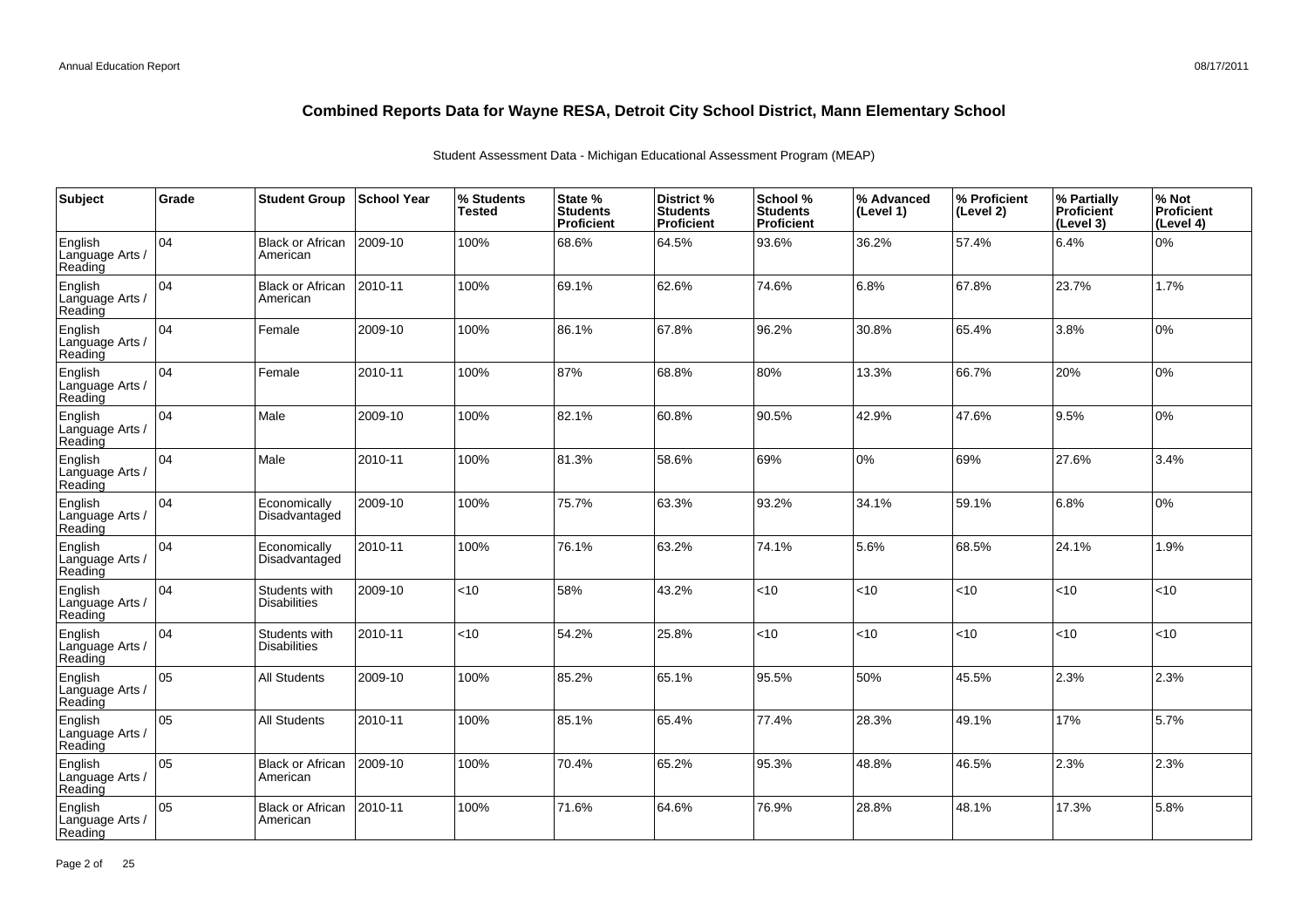# Combined Reports Data for Wayne RESA, Detroit City School District, Mann Elementary School

Student Assessment Data - Michigan Educational Assessment Program (MEAP)

| Subject | Grade | Student Group | School Year | % Students Tested | State % Students Proficient | District % Students Proficient | School % Students Proficient | % Advanced (Level 1) | % Proficient (Level 2) | % Partially Proficient (Level 3) | % Not Proficient (Level 4) |
|---|---|---|---|---|---|---|---|---|---|---|---|
| English Language Arts / Reading | 04 | Black or African American | 2009-10 | 100% | 68.6% | 64.5% | 93.6% | 36.2% | 57.4% | 6.4% | 0% |
| English Language Arts / Reading | 04 | Black or African American | 2010-11 | 100% | 69.1% | 62.6% | 74.6% | 6.8% | 67.8% | 23.7% | 1.7% |
| English Language Arts / Reading | 04 | Female | 2009-10 | 100% | 86.1% | 67.8% | 96.2% | 30.8% | 65.4% | 3.8% | 0% |
| English Language Arts / Reading | 04 | Female | 2010-11 | 100% | 87% | 68.8% | 80% | 13.3% | 66.7% | 20% | 0% |
| English Language Arts / Reading | 04 | Male | 2009-10 | 100% | 82.1% | 60.8% | 90.5% | 42.9% | 47.6% | 9.5% | 0% |
| English Language Arts / Reading | 04 | Male | 2010-11 | 100% | 81.3% | 58.6% | 69% | 0% | 69% | 27.6% | 3.4% |
| English Language Arts / Reading | 04 | Economically Disadvantaged | 2009-10 | 100% | 75.7% | 63.3% | 93.2% | 34.1% | 59.1% | 6.8% | 0% |
| English Language Arts / Reading | 04 | Economically Disadvantaged | 2010-11 | 100% | 76.1% | 63.2% | 74.1% | 5.6% | 68.5% | 24.1% | 1.9% |
| English Language Arts / Reading | 04 | Students with Disabilities | 2009-10 | <10 | 58% | 43.2% | <10 | <10 | <10 | <10 | <10 |
| English Language Arts / Reading | 04 | Students with Disabilities | 2010-11 | <10 | 54.2% | 25.8% | <10 | <10 | <10 | <10 | <10 |
| English Language Arts / Reading | 05 | All Students | 2009-10 | 100% | 85.2% | 65.1% | 95.5% | 50% | 45.5% | 2.3% | 2.3% |
| English Language Arts / Reading | 05 | All Students | 2010-11 | 100% | 85.1% | 65.4% | 77.4% | 28.3% | 49.1% | 17% | 5.7% |
| English Language Arts / Reading | 05 | Black or African American | 2009-10 | 100% | 70.4% | 65.2% | 95.3% | 48.8% | 46.5% | 2.3% | 2.3% |
| English Language Arts / Reading | 05 | Black or African American | 2010-11 | 100% | 71.6% | 64.6% | 76.9% | 28.8% | 48.1% | 17.3% | 5.8% |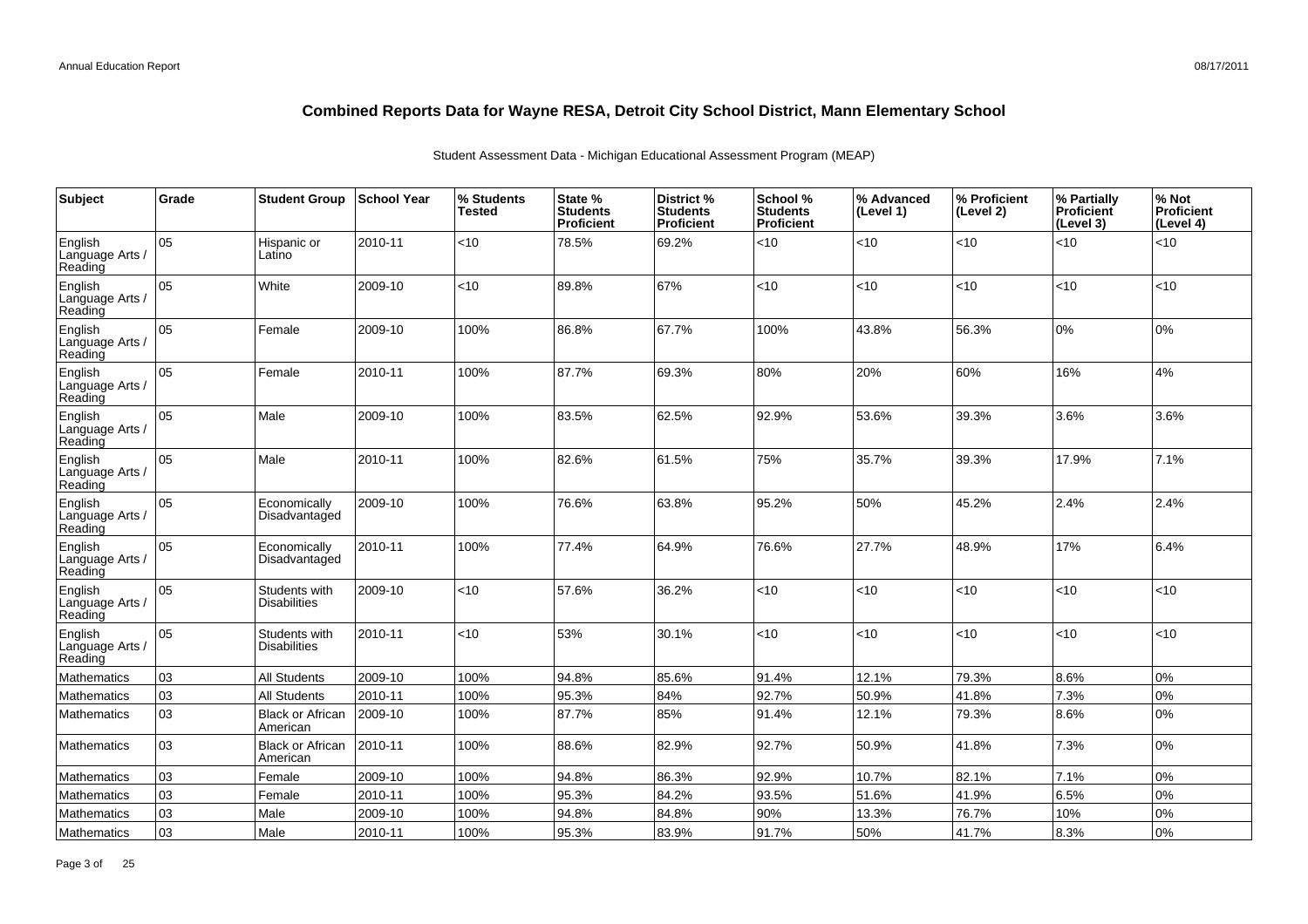# Combined Reports Data for Wayne RESA, Detroit City School District, Mann Elementary School

Student Assessment Data - Michigan Educational Assessment Program (MEAP)

| Subject | Grade | Student Group | School Year | % Students Tested | State % Students Proficient | District % Students Proficient | School % Students Proficient | % Advanced (Level 1) | % Proficient (Level 2) | % Partially Proficient (Level 3) | % Not Proficient (Level 4) |
|---|---|---|---|---|---|---|---|---|---|---|---|
| English Language Arts / Reading | 05 | Hispanic or Latino | 2010-11 | <10 | 78.5% | 69.2% | <10 | <10 | <10 | <10 | <10 |
| English Language Arts / Reading | 05 | White | 2009-10 | <10 | 89.8% | 67% | <10 | <10 | <10 | <10 | <10 |
| English Language Arts / Reading | 05 | Female | 2009-10 | 100% | 86.8% | 67.7% | 100% | 43.8% | 56.3% | 0% | 0% |
| English Language Arts / Reading | 05 | Female | 2010-11 | 100% | 87.7% | 69.3% | 80% | 20% | 60% | 16% | 4% |
| English Language Arts / Reading | 05 | Male | 2009-10 | 100% | 83.5% | 62.5% | 92.9% | 53.6% | 39.3% | 3.6% | 3.6% |
| English Language Arts / Reading | 05 | Male | 2010-11 | 100% | 82.6% | 61.5% | 75% | 35.7% | 39.3% | 17.9% | 7.1% |
| English Language Arts / Reading | 05 | Economically Disadvantaged | 2009-10 | 100% | 76.6% | 63.8% | 95.2% | 50% | 45.2% | 2.4% | 2.4% |
| English Language Arts / Reading | 05 | Economically Disadvantaged | 2010-11 | 100% | 77.4% | 64.9% | 76.6% | 27.7% | 48.9% | 17% | 6.4% |
| English Language Arts / Reading | 05 | Students with Disabilities | 2009-10 | <10 | 57.6% | 36.2% | <10 | <10 | <10 | <10 | <10 |
| English Language Arts / Reading | 05 | Students with Disabilities | 2010-11 | <10 | 53% | 30.1% | <10 | <10 | <10 | <10 | <10 |
| Mathematics | 03 | All Students | 2009-10 | 100% | 94.8% | 85.6% | 91.4% | 12.1% | 79.3% | 8.6% | 0% |
| Mathematics | 03 | All Students | 2010-11 | 100% | 95.3% | 84% | 92.7% | 50.9% | 41.8% | 7.3% | 0% |
| Mathematics | 03 | Black or African American | 2009-10 | 100% | 87.7% | 85% | 91.4% | 12.1% | 79.3% | 8.6% | 0% |
| Mathematics | 03 | Black or African American | 2010-11 | 100% | 88.6% | 82.9% | 92.7% | 50.9% | 41.8% | 7.3% | 0% |
| Mathematics | 03 | Female | 2009-10 | 100% | 94.8% | 86.3% | 92.9% | 10.7% | 82.1% | 7.1% | 0% |
| Mathematics | 03 | Female | 2010-11 | 100% | 95.3% | 84.2% | 93.5% | 51.6% | 41.9% | 6.5% | 0% |
| Mathematics | 03 | Male | 2009-10 | 100% | 94.8% | 84.8% | 90% | 13.3% | 76.7% | 10% | 0% |
| Mathematics | 03 | Male | 2010-11 | 100% | 95.3% | 83.9% | 91.7% | 50% | 41.7% | 8.3% | 0% |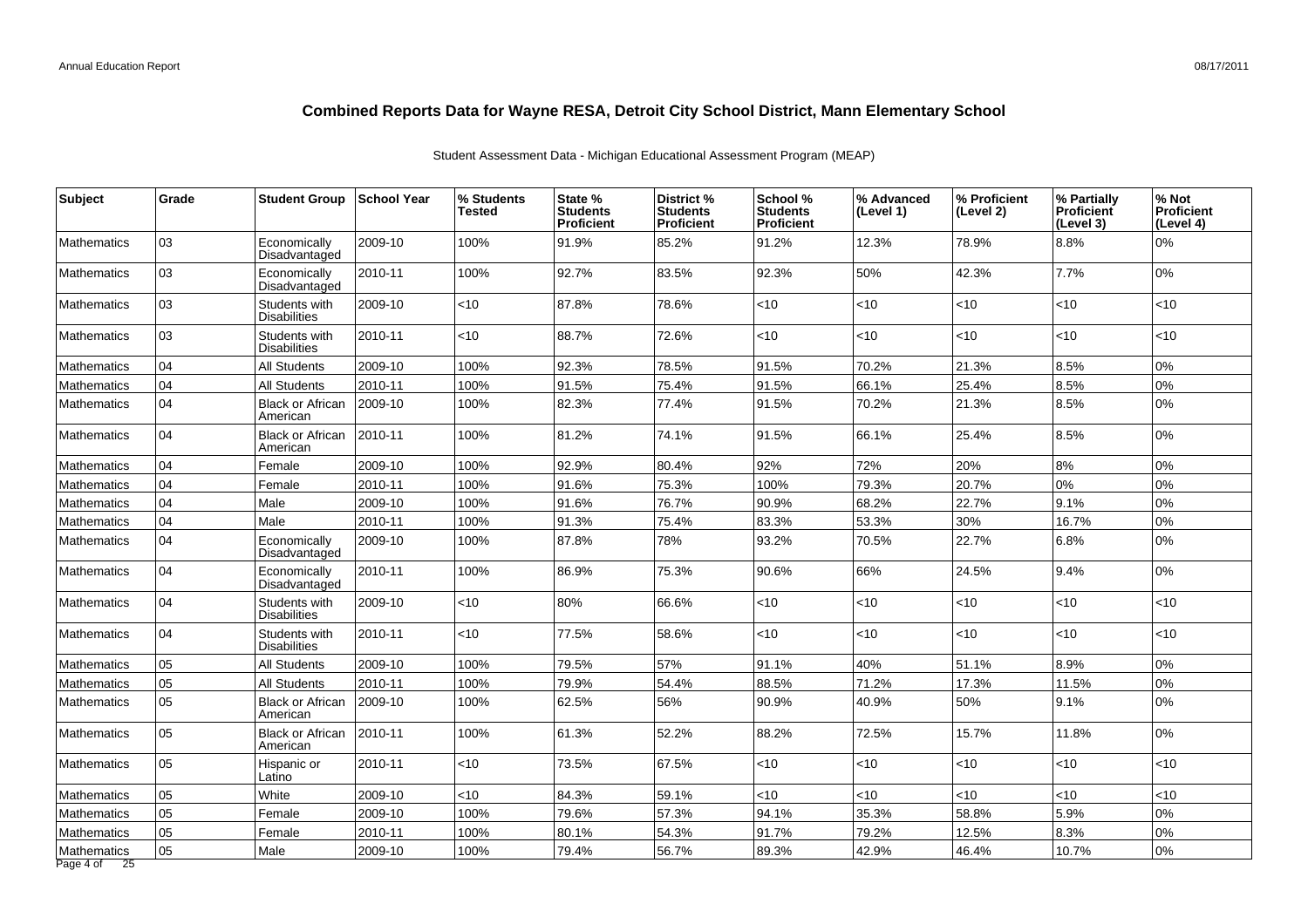# Combined Reports Data for Wayne RESA, Detroit City School District, Mann Elementary School

Student Assessment Data - Michigan Educational Assessment Program (MEAP)

| Subject | Grade | Student Group | School Year | % Students Tested | State % Students Proficient | District % Students Proficient | School % Students Proficient | % Advanced (Level 1) | % Proficient (Level 2) | % Partially Proficient (Level 3) | % Not Proficient (Level 4) |
|---|---|---|---|---|---|---|---|---|---|---|---|
| Mathematics | 03 | Economically Disadvantaged | 2009-10 | 100% | 91.9% | 85.2% | 91.2% | 12.3% | 78.9% | 8.8% | 0% |
| Mathematics | 03 | Economically Disadvantaged | 2010-11 | 100% | 92.7% | 83.5% | 92.3% | 50% | 42.3% | 7.7% | 0% |
| Mathematics | 03 | Students with Disabilities | 2009-10 | <10 | 87.8% | 78.6% | <10 | <10 | <10 | <10 | <10 |
| Mathematics | 03 | Students with Disabilities | 2010-11 | <10 | 88.7% | 72.6% | <10 | <10 | <10 | <10 | <10 |
| Mathematics | 04 | All Students | 2009-10 | 100% | 92.3% | 78.5% | 91.5% | 70.2% | 21.3% | 8.5% | 0% |
| Mathematics | 04 | All Students | 2010-11 | 100% | 91.5% | 75.4% | 91.5% | 66.1% | 25.4% | 8.5% | 0% |
| Mathematics | 04 | Black or African American | 2009-10 | 100% | 82.3% | 77.4% | 91.5% | 70.2% | 21.3% | 8.5% | 0% |
| Mathematics | 04 | Black or African American | 2010-11 | 100% | 81.2% | 74.1% | 91.5% | 66.1% | 25.4% | 8.5% | 0% |
| Mathematics | 04 | Female | 2009-10 | 100% | 92.9% | 80.4% | 92% | 72% | 20% | 8% | 0% |
| Mathematics | 04 | Female | 2010-11 | 100% | 91.6% | 75.3% | 100% | 79.3% | 20.7% | 0% | 0% |
| Mathematics | 04 | Male | 2009-10 | 100% | 91.6% | 76.7% | 90.9% | 68.2% | 22.7% | 9.1% | 0% |
| Mathematics | 04 | Male | 2010-11 | 100% | 91.3% | 75.4% | 83.3% | 53.3% | 30% | 16.7% | 0% |
| Mathematics | 04 | Economically Disadvantaged | 2009-10 | 100% | 87.8% | 78% | 93.2% | 70.5% | 22.7% | 6.8% | 0% |
| Mathematics | 04 | Economically Disadvantaged | 2010-11 | 100% | 86.9% | 75.3% | 90.6% | 66% | 24.5% | 9.4% | 0% |
| Mathematics | 04 | Students with Disabilities | 2009-10 | <10 | 80% | 66.6% | <10 | <10 | <10 | <10 | <10 |
| Mathematics | 04 | Students with Disabilities | 2010-11 | <10 | 77.5% | 58.6% | <10 | <10 | <10 | <10 | <10 |
| Mathematics | 05 | All Students | 2009-10 | 100% | 79.5% | 57% | 91.1% | 40% | 51.1% | 8.9% | 0% |
| Mathematics | 05 | All Students | 2010-11 | 100% | 79.9% | 54.4% | 88.5% | 71.2% | 17.3% | 11.5% | 0% |
| Mathematics | 05 | Black or African American | 2009-10 | 100% | 62.5% | 56% | 90.9% | 40.9% | 50% | 9.1% | 0% |
| Mathematics | 05 | Black or African American | 2010-11 | 100% | 61.3% | 52.2% | 88.2% | 72.5% | 15.7% | 11.8% | 0% |
| Mathematics | 05 | Hispanic or Latino | 2010-11 | <10 | 73.5% | 67.5% | <10 | <10 | <10 | <10 | <10 |
| Mathematics | 05 | White | 2009-10 | <10 | 84.3% | 59.1% | <10 | <10 | <10 | <10 | <10 |
| Mathematics | 05 | Female | 2009-10 | 100% | 79.6% | 57.3% | 94.1% | 35.3% | 58.8% | 5.9% | 0% |
| Mathematics | 05 | Female | 2010-11 | 100% | 80.1% | 54.3% | 91.7% | 79.2% | 12.5% | 8.3% | 0% |
| Mathematics | 05 | Male | 2009-10 | 100% | 79.4% | 56.7% | 89.3% | 42.9% | 46.4% | 10.7% | 0% |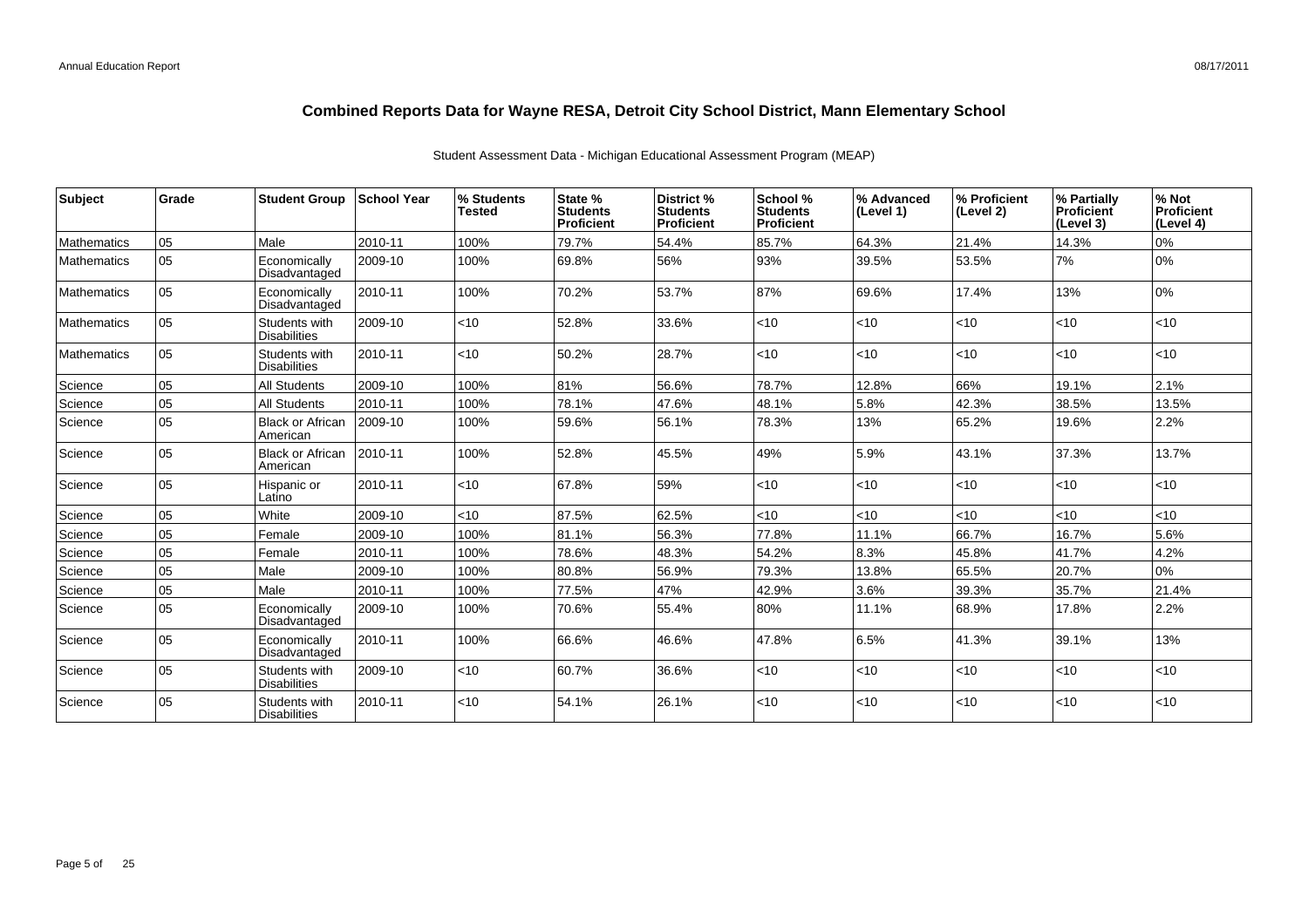# Combined Reports Data for Wayne RESA, Detroit City School District, Mann Elementary School

Student Assessment Data - Michigan Educational Assessment Program (MEAP)

| Subject | Grade | Student Group | School Year | % Students Tested | State % Students Proficient | District % Students Proficient | School % Students Proficient | % Advanced (Level 1) | % Proficient (Level 2) | % Partially Proficient (Level 3) | % Not Proficient (Level 4) |
|---|---|---|---|---|---|---|---|---|---|---|---|
| Mathematics | 05 | Male | 2010-11 | 100% | 79.7% | 54.4% | 85.7% | 64.3% | 21.4% | 14.3% | 0% |
| Mathematics | 05 | Economically Disadvantaged | 2009-10 | 100% | 69.8% | 56% | 93% | 39.5% | 53.5% | 7% | 0% |
| Mathematics | 05 | Economically Disadvantaged | 2010-11 | 100% | 70.2% | 53.7% | 87% | 69.6% | 17.4% | 13% | 0% |
| Mathematics | 05 | Students with Disabilities | 2009-10 | <10 | 52.8% | 33.6% | <10 | <10 | <10 | <10 | <10 |
| Mathematics | 05 | Students with Disabilities | 2010-11 | <10 | 50.2% | 28.7% | <10 | <10 | <10 | <10 | <10 |
| Science | 05 | All Students | 2009-10 | 100% | 81% | 56.6% | 78.7% | 12.8% | 66% | 19.1% | 2.1% |
| Science | 05 | All Students | 2010-11 | 100% | 78.1% | 47.6% | 48.1% | 5.8% | 42.3% | 38.5% | 13.5% |
| Science | 05 | Black or African American | 2009-10 | 100% | 59.6% | 56.1% | 78.3% | 13% | 65.2% | 19.6% | 2.2% |
| Science | 05 | Black or African American | 2010-11 | 100% | 52.8% | 45.5% | 49% | 5.9% | 43.1% | 37.3% | 13.7% |
| Science | 05 | Hispanic or Latino | 2010-11 | <10 | 67.8% | 59% | <10 | <10 | <10 | <10 | <10 |
| Science | 05 | White | 2009-10 | <10 | 87.5% | 62.5% | <10 | <10 | <10 | <10 | <10 |
| Science | 05 | Female | 2009-10 | 100% | 81.1% | 56.3% | 77.8% | 11.1% | 66.7% | 16.7% | 5.6% |
| Science | 05 | Female | 2010-11 | 100% | 78.6% | 48.3% | 54.2% | 8.3% | 45.8% | 41.7% | 4.2% |
| Science | 05 | Male | 2009-10 | 100% | 80.8% | 56.9% | 79.3% | 13.8% | 65.5% | 20.7% | 0% |
| Science | 05 | Male | 2010-11 | 100% | 77.5% | 47% | 42.9% | 3.6% | 39.3% | 35.7% | 21.4% |
| Science | 05 | Economically Disadvantaged | 2009-10 | 100% | 70.6% | 55.4% | 80% | 11.1% | 68.9% | 17.8% | 2.2% |
| Science | 05 | Economically Disadvantaged | 2010-11 | 100% | 66.6% | 46.6% | 47.8% | 6.5% | 41.3% | 39.1% | 13% |
| Science | 05 | Students with Disabilities | 2009-10 | <10 | 60.7% | 36.6% | <10 | <10 | <10 | <10 | <10 |
| Science | 05 | Students with Disabilities | 2010-11 | <10 | 54.1% | 26.1% | <10 | <10 | <10 | <10 | <10 |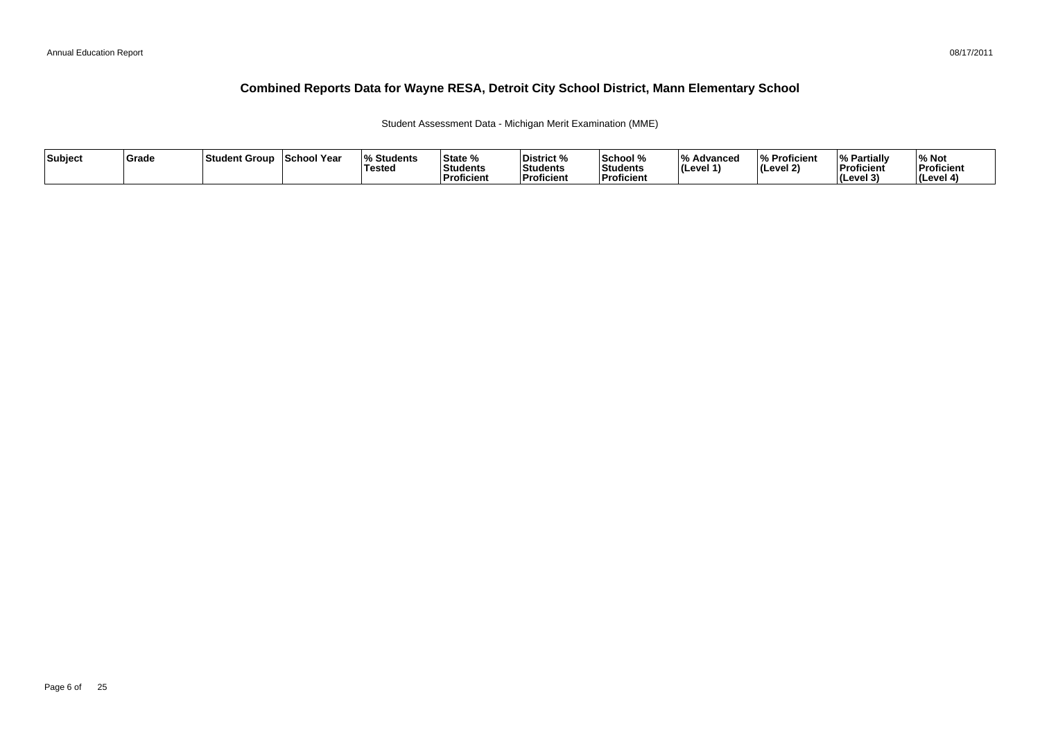# Combined Reports Data for Wayne RESA, Detroit City School District, Mann Elementary School

Student Assessment Data - Michigan Merit Examination (MME)

| Subject | Grade | Student Group | School Year | % Students Tested | State % Students Proficient | District % Students Proficient | School % Students Proficient | % Advanced (Level 1) | % Proficient (Level 2) | % Partially Proficient (Level 3) | % Not Proficient (Level 4) |
|---|---|---|---|---|---|---|---|---|---|---|---|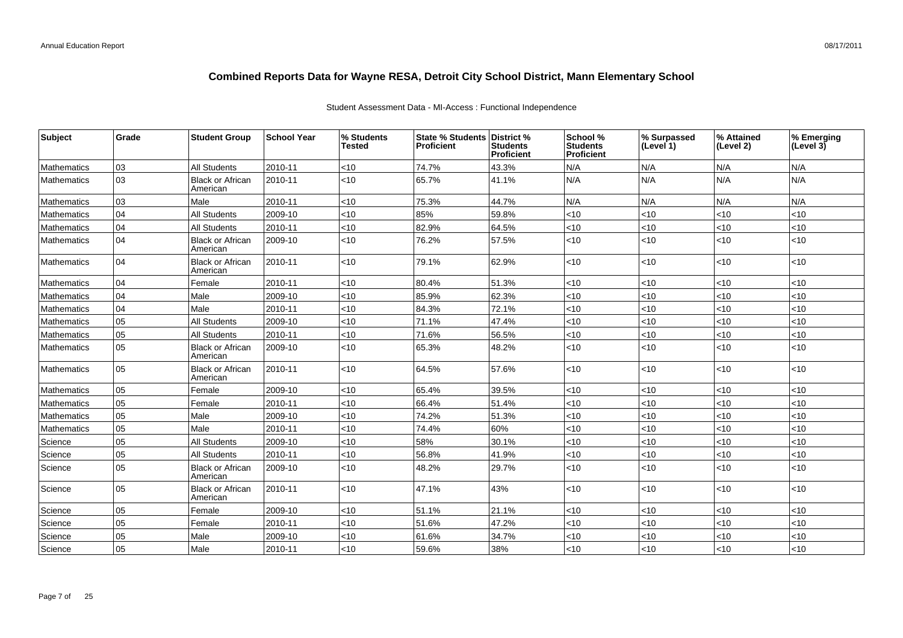# Combined Reports Data for Wayne RESA, Detroit City School District, Mann Elementary School

Student Assessment Data - MI-Access : Functional Independence

| Subject | Grade | Student Group | School Year | % Students Tested | State % Students Proficient | District % Students Proficient | School % Students Proficient | % Surpassed (Level 1) | % Attained (Level 2) | % Emerging (Level 3) |
|---|---|---|---|---|---|---|---|---|---|---|
| Mathematics | 03 | All Students | 2010-11 | <10 | 74.7% | 43.3% | N/A | N/A | N/A | N/A |
| Mathematics | 03 | Black or African American | 2010-11 | <10 | 65.7% | 41.1% | N/A | N/A | N/A | N/A |
| Mathematics | 03 | Male | 2010-11 | <10 | 75.3% | 44.7% | N/A | N/A | N/A | N/A |
| Mathematics | 04 | All Students | 2009-10 | <10 | 85% | 59.8% | <10 | <10 | <10 | <10 |
| Mathematics | 04 | All Students | 2010-11 | <10 | 82.9% | 64.5% | <10 | <10 | <10 | <10 |
| Mathematics | 04 | Black or African American | 2009-10 | <10 | 76.2% | 57.5% | <10 | <10 | <10 | <10 |
| Mathematics | 04 | Black or African American | 2010-11 | <10 | 79.1% | 62.9% | <10 | <10 | <10 | <10 |
| Mathematics | 04 | Female | 2010-11 | <10 | 80.4% | 51.3% | <10 | <10 | <10 | <10 |
| Mathematics | 04 | Male | 2009-10 | <10 | 85.9% | 62.3% | <10 | <10 | <10 | <10 |
| Mathematics | 04 | Male | 2010-11 | <10 | 84.3% | 72.1% | <10 | <10 | <10 | <10 |
| Mathematics | 05 | All Students | 2009-10 | <10 | 71.1% | 47.4% | <10 | <10 | <10 | <10 |
| Mathematics | 05 | All Students | 2010-11 | <10 | 71.6% | 56.5% | <10 | <10 | <10 | <10 |
| Mathematics | 05 | Black or African American | 2009-10 | <10 | 65.3% | 48.2% | <10 | <10 | <10 | <10 |
| Mathematics | 05 | Black or African American | 2010-11 | <10 | 64.5% | 57.6% | <10 | <10 | <10 | <10 |
| Mathematics | 05 | Female | 2009-10 | <10 | 65.4% | 39.5% | <10 | <10 | <10 | <10 |
| Mathematics | 05 | Female | 2010-11 | <10 | 66.4% | 51.4% | <10 | <10 | <10 | <10 |
| Mathematics | 05 | Male | 2009-10 | <10 | 74.2% | 51.3% | <10 | <10 | <10 | <10 |
| Mathematics | 05 | Male | 2010-11 | <10 | 74.4% | 60% | <10 | <10 | <10 | <10 |
| Science | 05 | All Students | 2009-10 | <10 | 58% | 30.1% | <10 | <10 | <10 | <10 |
| Science | 05 | All Students | 2010-11 | <10 | 56.8% | 41.9% | <10 | <10 | <10 | <10 |
| Science | 05 | Black or African American | 2009-10 | <10 | 48.2% | 29.7% | <10 | <10 | <10 | <10 |
| Science | 05 | Black or African American | 2010-11 | <10 | 47.1% | 43% | <10 | <10 | <10 | <10 |
| Science | 05 | Female | 2009-10 | <10 | 51.1% | 21.1% | <10 | <10 | <10 | <10 |
| Science | 05 | Female | 2010-11 | <10 | 51.6% | 47.2% | <10 | <10 | <10 | <10 |
| Science | 05 | Male | 2009-10 | <10 | 61.6% | 34.7% | <10 | <10 | <10 | <10 |
| Science | 05 | Male | 2010-11 | <10 | 59.6% | 38% | <10 | <10 | <10 | <10 |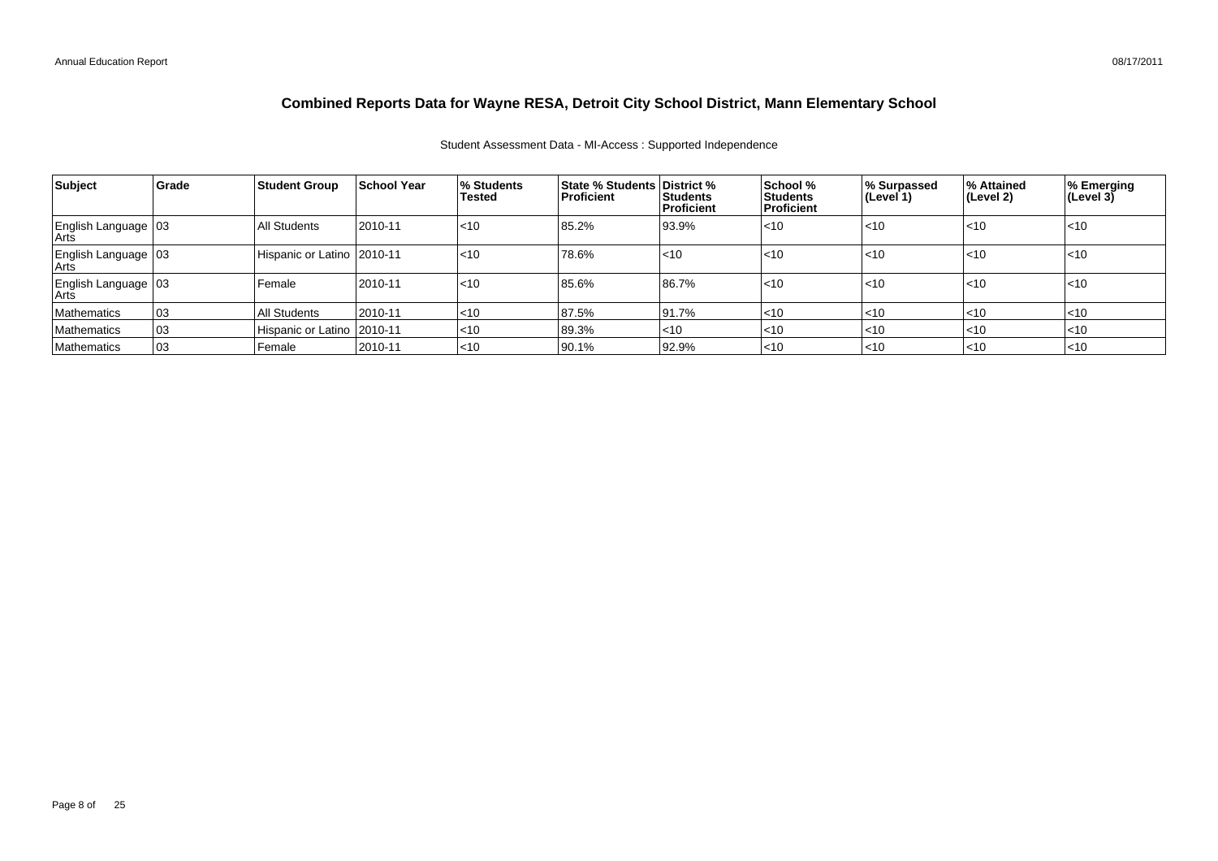# Combined Reports Data for Wayne RESA, Detroit City School District, Mann Elementary School

Student Assessment Data - MI-Access : Supported Independence

| Subject | Grade | Student Group | School Year | % Students Tested | State % Students Proficient | District % Students Proficient | School % Students Proficient | % Surpassed (Level 1) | % Attained (Level 2) | % Emerging (Level 3) |
|---|---|---|---|---|---|---|---|---|---|---|
| English Language Arts | 03 | All Students | 2010-11 | <10 | 85.2% | 93.9% | <10 | <10 | <10 | <10 |
| English Language Arts | 03 | Hispanic or Latino | 2010-11 | <10 | 78.6% | <10 | <10 | <10 | <10 | <10 |
| English Language Arts | 03 | Female | 2010-11 | <10 | 85.6% | 86.7% | <10 | <10 | <10 | <10 |
| Mathematics | 03 | All Students | 2010-11 | <10 | 87.5% | 91.7% | <10 | <10 | <10 | <10 |
| Mathematics | 03 | Hispanic or Latino | 2010-11 | <10 | 89.3% | <10 | <10 | <10 | <10 | <10 |
| Mathematics | 03 | Female | 2010-11 | <10 | 90.1% | 92.9% | <10 | <10 | <10 | <10 |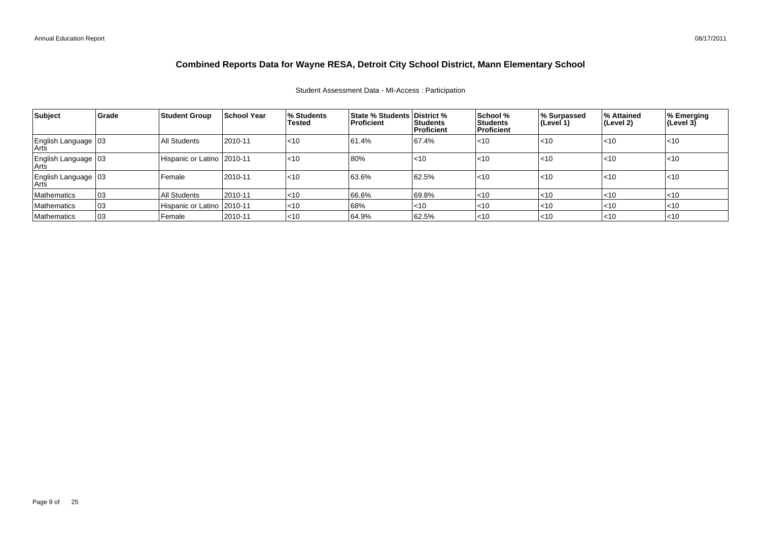# Combined Reports Data for Wayne RESA, Detroit City School District, Mann Elementary School

Student Assessment Data - MI-Access : Participation

| Subject | Grade | Student Group | School Year | % Students Tested | State % Students Proficient | District % Students Proficient | School % Students Proficient | % Surpassed (Level 1) | % Attained (Level 2) | % Emerging (Level 3) |
|---|---|---|---|---|---|---|---|---|---|---|
| English Language Arts | 03 | All Students | 2010-11 | <10 | 61.4% | 67.4% | <10 | <10 | <10 | <10 |
| English Language Arts | 03 | Hispanic or Latino | 2010-11 | <10 | 80% | <10 | <10 | <10 | <10 | <10 |
| English Language Arts | 03 | Female | 2010-11 | <10 | 63.6% | 62.5% | <10 | <10 | <10 | <10 |
| Mathematics | 03 | All Students | 2010-11 | <10 | 66.6% | 69.8% | <10 | <10 | <10 | <10 |
| Mathematics | 03 | Hispanic or Latino | 2010-11 | <10 | 68% | <10 | <10 | <10 | <10 | <10 |
| Mathematics | 03 | Female | 2010-11 | <10 | 64.9% | 62.5% | <10 | <10 | <10 | <10 |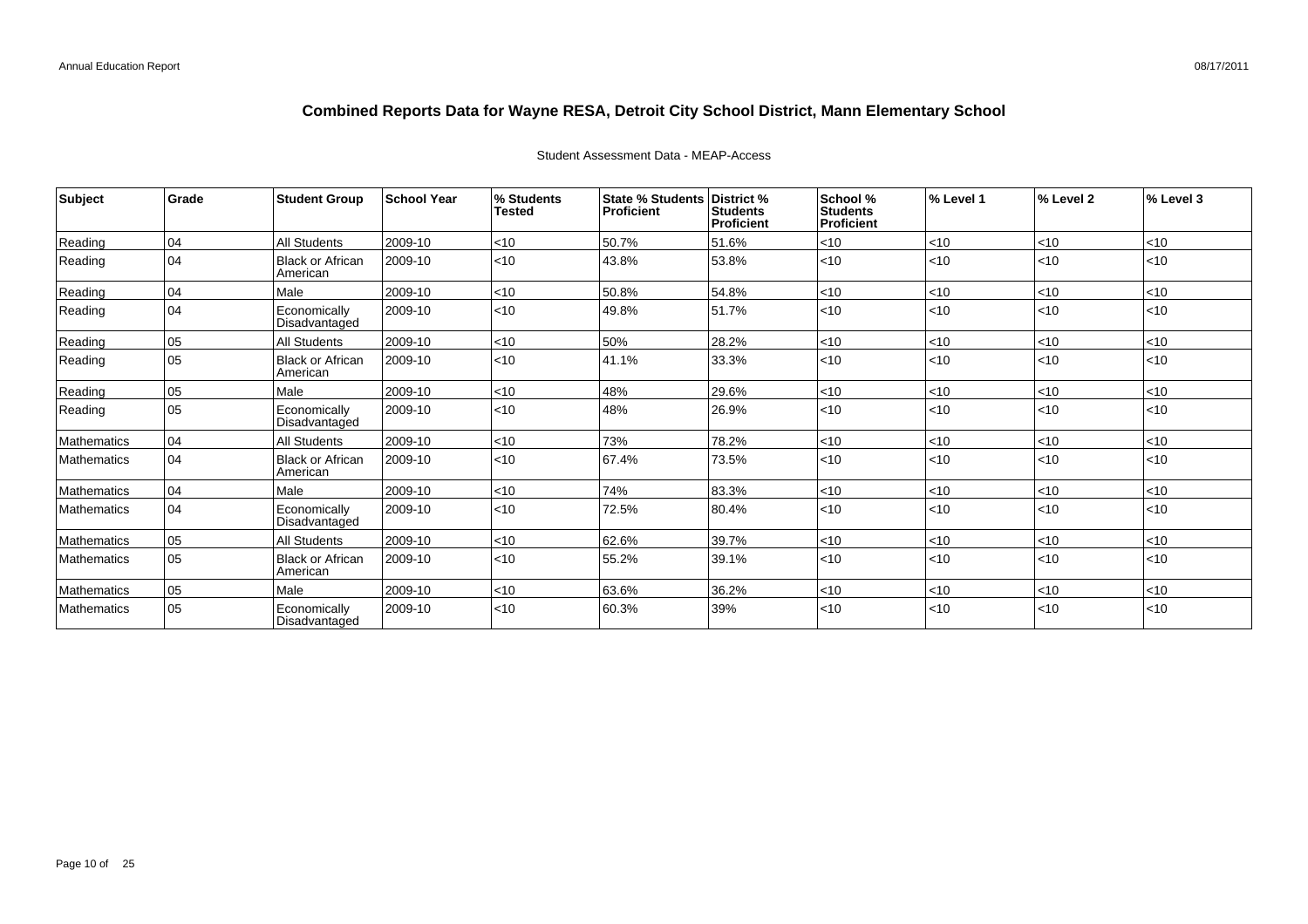# Combined Reports Data for Wayne RESA, Detroit City School District, Mann Elementary School

Student Assessment Data - MEAP-Access

| Subject | Grade | Student Group | School Year | % Students Tested | State % Students Proficient | District % Students Proficient | School % Students Proficient | % Level 1 | % Level 2 | % Level 3 |
|---|---|---|---|---|---|---|---|---|---|---|
| Reading | 04 | All Students | 2009-10 | <10 | 50.7% | 51.6% | <10 | <10 | <10 | <10 |
| Reading | 04 | Black or African American | 2009-10 | <10 | 43.8% | 53.8% | <10 | <10 | <10 | <10 |
| Reading | 04 | Male | 2009-10 | <10 | 50.8% | 54.8% | <10 | <10 | <10 | <10 |
| Reading | 04 | Economically Disadvantaged | 2009-10 | <10 | 49.8% | 51.7% | <10 | <10 | <10 | <10 |
| Reading | 05 | All Students | 2009-10 | <10 | 50% | 28.2% | <10 | <10 | <10 | <10 |
| Reading | 05 | Black or African American | 2009-10 | <10 | 41.1% | 33.3% | <10 | <10 | <10 | <10 |
| Reading | 05 | Male | 2009-10 | <10 | 48% | 29.6% | <10 | <10 | <10 | <10 |
| Reading | 05 | Economically Disadvantaged | 2009-10 | <10 | 48% | 26.9% | <10 | <10 | <10 | <10 |
| Mathematics | 04 | All Students | 2009-10 | <10 | 73% | 78.2% | <10 | <10 | <10 | <10 |
| Mathematics | 04 | Black or African American | 2009-10 | <10 | 67.4% | 73.5% | <10 | <10 | <10 | <10 |
| Mathematics | 04 | Male | 2009-10 | <10 | 74% | 83.3% | <10 | <10 | <10 | <10 |
| Mathematics | 04 | Economically Disadvantaged | 2009-10 | <10 | 72.5% | 80.4% | <10 | <10 | <10 | <10 |
| Mathematics | 05 | All Students | 2009-10 | <10 | 62.6% | 39.7% | <10 | <10 | <10 | <10 |
| Mathematics | 05 | Black or African American | 2009-10 | <10 | 55.2% | 39.1% | <10 | <10 | <10 | <10 |
| Mathematics | 05 | Male | 2009-10 | <10 | 63.6% | 36.2% | <10 | <10 | <10 | <10 |
| Mathematics | 05 | Economically Disadvantaged | 2009-10 | <10 | 60.3% | 39% | <10 | <10 | <10 | <10 |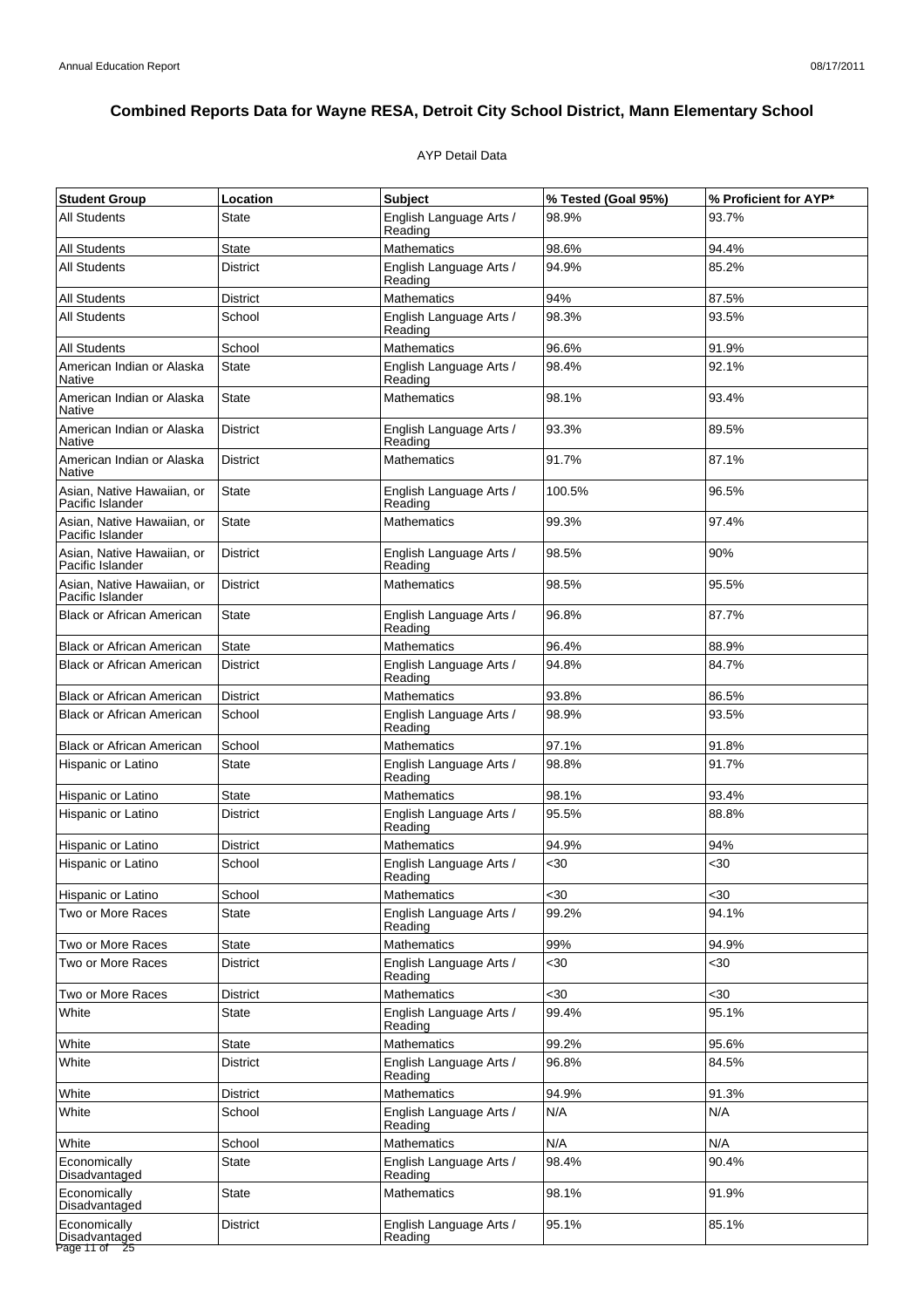# Combined Reports Data for Wayne RESA, Detroit City School District, Mann Elementary School

AYP Detail Data

| Student Group | Location | Subject | % Tested (Goal 95%) | % Proficient for AYP* |
|---|---|---|---|---|
| All Students | State | English Language Arts / Reading | 98.9% | 93.7% |
| All Students | State | Mathematics | 98.6% | 94.4% |
| All Students | District | English Language Arts / Reading | 94.9% | 85.2% |
| All Students | District | Mathematics | 94% | 87.5% |
| All Students | School | English Language Arts / Reading | 98.3% | 93.5% |
| All Students | School | Mathematics | 96.6% | 91.9% |
| American Indian or Alaska Native | State | English Language Arts / Reading | 98.4% | 92.1% |
| American Indian or Alaska Native | State | Mathematics | 98.1% | 93.4% |
| American Indian or Alaska Native | District | English Language Arts / Reading | 93.3% | 89.5% |
| American Indian or Alaska Native | District | Mathematics | 91.7% | 87.1% |
| Asian, Native Hawaiian, or Pacific Islander | State | English Language Arts / Reading | 100.5% | 96.5% |
| Asian, Native Hawaiian, or Pacific Islander | State | Mathematics | 99.3% | 97.4% |
| Asian, Native Hawaiian, or Pacific Islander | District | English Language Arts / Reading | 98.5% | 90% |
| Asian, Native Hawaiian, or Pacific Islander | District | Mathematics | 98.5% | 95.5% |
| Black or African American | State | English Language Arts / Reading | 96.8% | 87.7% |
| Black or African American | State | Mathematics | 96.4% | 88.9% |
| Black or African American | District | English Language Arts / Reading | 94.8% | 84.7% |
| Black or African American | District | Mathematics | 93.8% | 86.5% |
| Black or African American | School | English Language Arts / Reading | 98.9% | 93.5% |
| Black or African American | School | Mathematics | 97.1% | 91.8% |
| Hispanic or Latino | State | English Language Arts / Reading | 98.8% | 91.7% |
| Hispanic or Latino | State | Mathematics | 98.1% | 93.4% |
| Hispanic or Latino | District | English Language Arts / Reading | 95.5% | 88.8% |
| Hispanic or Latino | District | Mathematics | 94.9% | 94% |
| Hispanic or Latino | School | English Language Arts / Reading | <30 | <30 |
| Hispanic or Latino | School | Mathematics | <30 | <30 |
| Two or More Races | State | English Language Arts / Reading | 99.2% | 94.1% |
| Two or More Races | State | Mathematics | 99% | 94.9% |
| Two or More Races | District | English Language Arts / Reading | <30 | <30 |
| Two or More Races | District | Mathematics | <30 | <30 |
| White | State | English Language Arts / Reading | 99.4% | 95.1% |
| White | State | Mathematics | 99.2% | 95.6% |
| White | District | English Language Arts / Reading | 96.8% | 84.5% |
| White | District | Mathematics | 94.9% | 91.3% |
| White | School | English Language Arts / Reading | N/A | N/A |
| White | School | Mathematics | N/A | N/A |
| Economically Disadvantaged | State | English Language Arts / Reading | 98.4% | 90.4% |
| Economically Disadvantaged | State | Mathematics | 98.1% | 91.9% |
| Economically Disadvantaged | District | English Language Arts / Reading | 95.1% | 85.1% |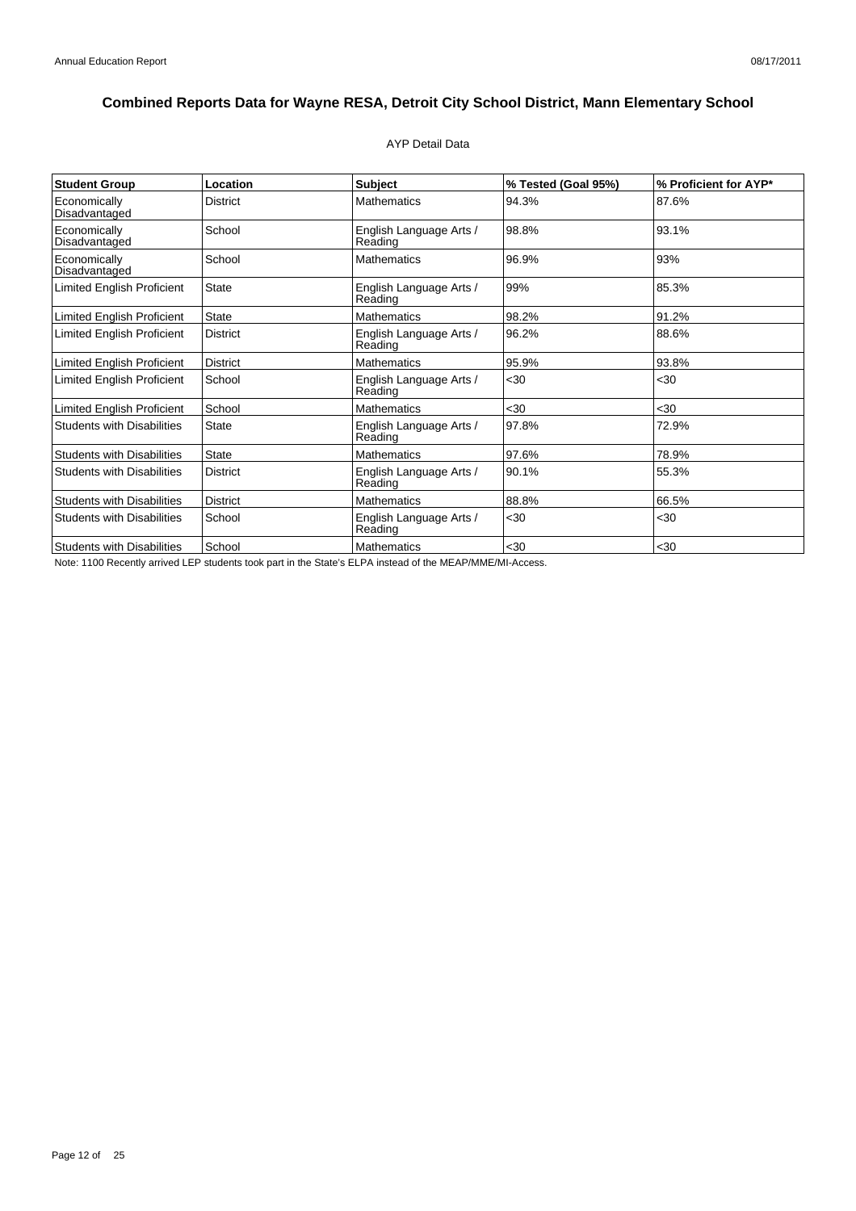## Combined Reports Data for Wayne RESA, Detroit City School District, Mann Elementary School

AYP Detail Data

| Student Group | Location | Subject | % Tested (Goal 95%) | % Proficient for AYP* |
|---|---|---|---|---|
| Economically Disadvantaged | District | Mathematics | 94.3% | 87.6% |
| Economically Disadvantaged | School | English Language Arts / Reading | 98.8% | 93.1% |
| Economically Disadvantaged | School | Mathematics | 96.9% | 93% |
| Limited English Proficient | State | English Language Arts / Reading | 99% | 85.3% |
| Limited English Proficient | State | Mathematics | 98.2% | 91.2% |
| Limited English Proficient | District | English Language Arts / Reading | 96.2% | 88.6% |
| Limited English Proficient | District | Mathematics | 95.9% | 93.8% |
| Limited English Proficient | School | English Language Arts / Reading | <30 | <30 |
| Limited English Proficient | School | Mathematics | <30 | <30 |
| Students with Disabilities | State | English Language Arts / Reading | 97.8% | 72.9% |
| Students with Disabilities | State | Mathematics | 97.6% | 78.9% |
| Students with Disabilities | District | English Language Arts / Reading | 90.1% | 55.3% |
| Students with Disabilities | District | Mathematics | 88.8% | 66.5% |
| Students with Disabilities | School | English Language Arts / Reading | <30 | <30 |
| Students with Disabilities | School | Mathematics | <30 | <30 |

Note: 1100 Recently arrived LEP students took part in the State's ELPA instead of the MEAP/MME/MI-Access.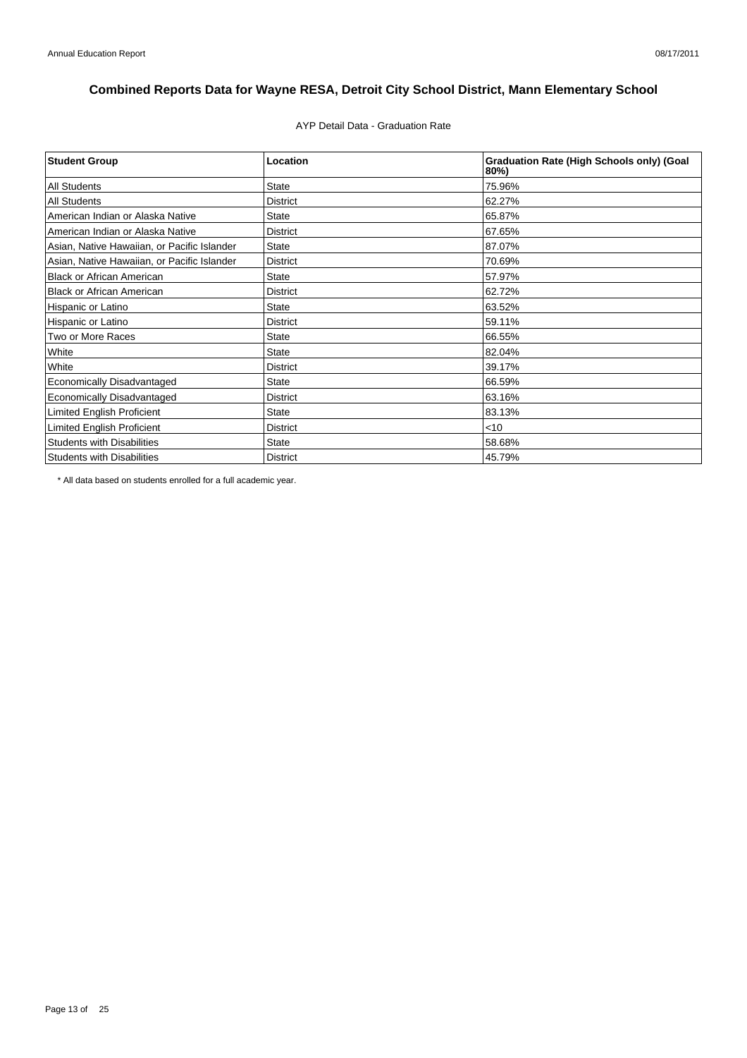# Combined Reports Data for Wayne RESA, Detroit City School District, Mann Elementary School

AYP Detail Data - Graduation Rate

| Student Group | Location | Graduation Rate (High Schools only) (Goal 80%) |
|---|---|---|
| All Students | State | 75.96% |
| All Students | District | 62.27% |
| American Indian or Alaska Native | State | 65.87% |
| American Indian or Alaska Native | District | 67.65% |
| Asian, Native Hawaiian, or Pacific Islander | State | 87.07% |
| Asian, Native Hawaiian, or Pacific Islander | District | 70.69% |
| Black or African American | State | 57.97% |
| Black or African American | District | 62.72% |
| Hispanic or Latino | State | 63.52% |
| Hispanic or Latino | District | 59.11% |
| Two or More Races | State | 66.55% |
| White | State | 82.04% |
| White | District | 39.17% |
| Economically Disadvantaged | State | 66.59% |
| Economically Disadvantaged | District | 63.16% |
| Limited English Proficient | State | 83.13% |
| Limited English Proficient | District | <10 |
| Students with Disabilities | State | 58.68% |
| Students with Disabilities | District | 45.79% |

* All data based on students enrolled for a full academic year.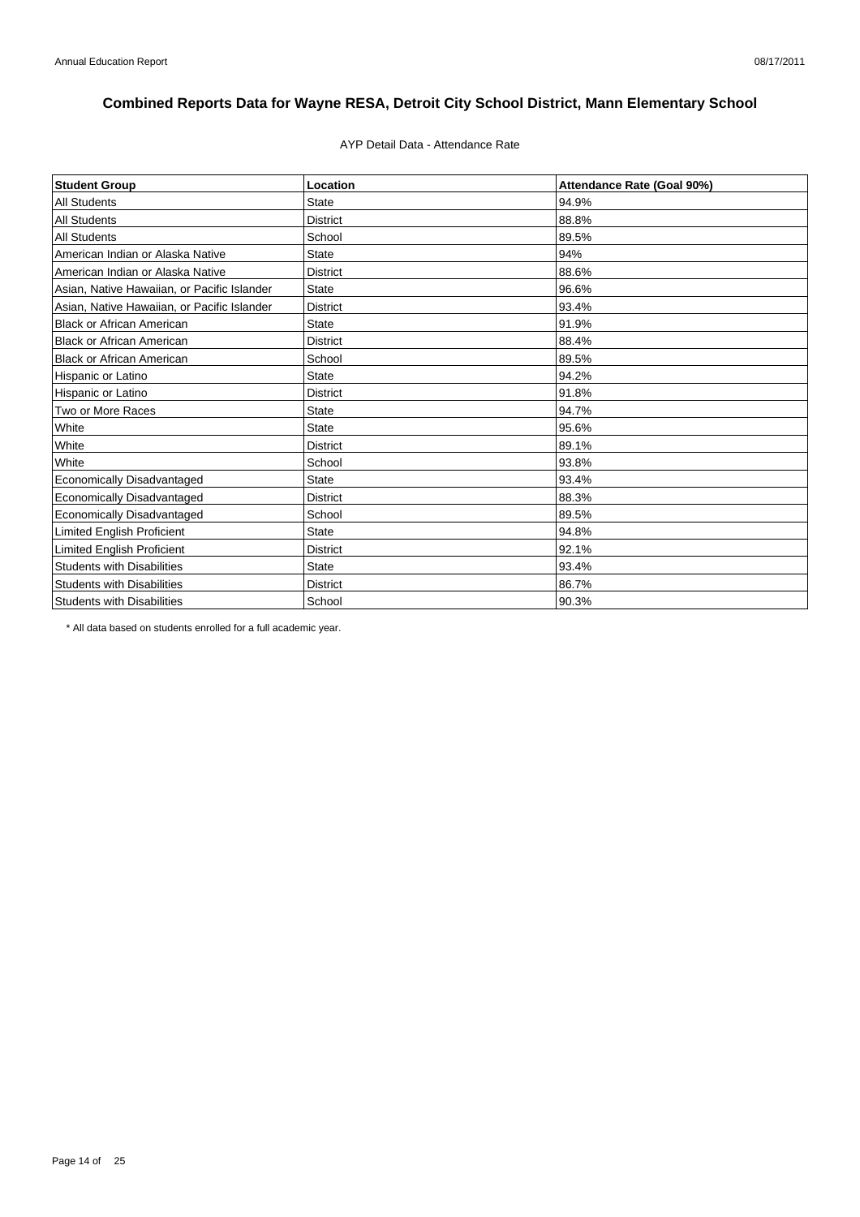# Combined Reports Data for Wayne RESA, Detroit City School District, Mann Elementary School

AYP Detail Data - Attendance Rate

| Student Group | Location | Attendance Rate (Goal 90%) |
|---|---|---|
| All Students | State | 94.9% |
| All Students | District | 88.8% |
| All Students | School | 89.5% |
| American Indian or Alaska Native | State | 94% |
| American Indian or Alaska Native | District | 88.6% |
| Asian, Native Hawaiian, or Pacific Islander | State | 96.6% |
| Asian, Native Hawaiian, or Pacific Islander | District | 93.4% |
| Black or African American | State | 91.9% |
| Black or African American | District | 88.4% |
| Black or African American | School | 89.5% |
| Hispanic or Latino | State | 94.2% |
| Hispanic or Latino | District | 91.8% |
| Two or More Races | State | 94.7% |
| White | State | 95.6% |
| White | District | 89.1% |
| White | School | 93.8% |
| Economically Disadvantaged | State | 93.4% |
| Economically Disadvantaged | District | 88.3% |
| Economically Disadvantaged | School | 89.5% |
| Limited English Proficient | State | 94.8% |
| Limited English Proficient | District | 92.1% |
| Students with Disabilities | State | 93.4% |
| Students with Disabilities | District | 86.7% |
| Students with Disabilities | School | 90.3% |

* All data based on students enrolled for a full academic year.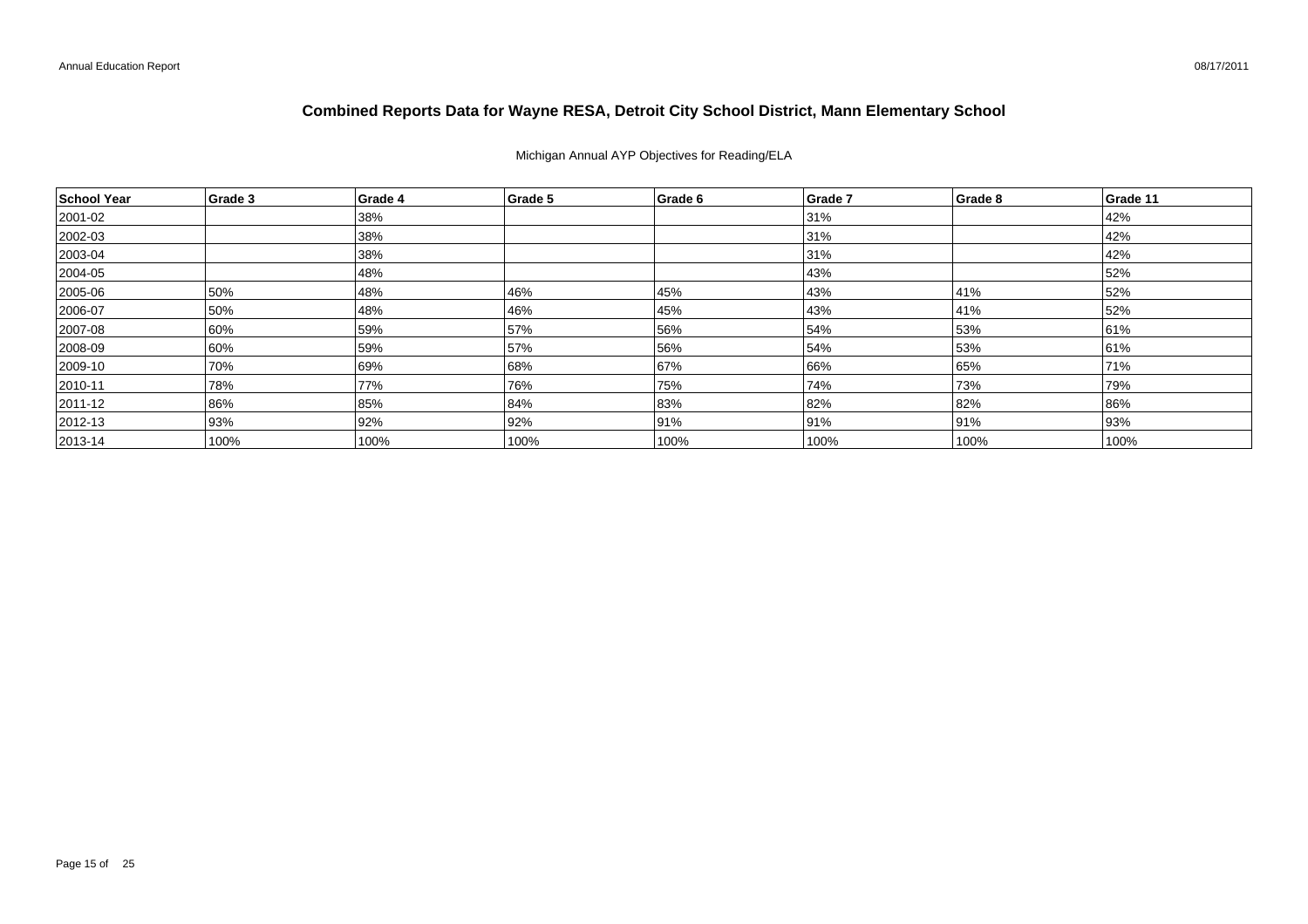# Combined Reports Data for Wayne RESA, Detroit City School District, Mann Elementary School

Michigan Annual AYP Objectives for Reading/ELA

| School Year | Grade 3 | Grade 4 | Grade 5 | Grade 6 | Grade 7 | Grade 8 | Grade 11 |
|---|---|---|---|---|---|---|---|
| 2001-02 | | 38% | | | 31% | | 42% |
| 2002-03 | | 38% | | | 31% | | 42% |
| 2003-04 | | 38% | | | 31% | | 42% |
| 2004-05 | | 48% | | | 43% | | 52% |
| 2005-06 | 50% | 48% | 46% | 45% | 43% | 41% | 52% |
| 2006-07 | 50% | 48% | 46% | 45% | 43% | 41% | 52% |
| 2007-08 | 60% | 59% | 57% | 56% | 54% | 53% | 61% |
| 2008-09 | 60% | 59% | 57% | 56% | 54% | 53% | 61% |
| 2009-10 | 70% | 69% | 68% | 67% | 66% | 65% | 71% |
| 2010-11 | 78% | 77% | 76% | 75% | 74% | 73% | 79% |
| 2011-12 | 86% | 85% | 84% | 83% | 82% | 82% | 86% |
| 2012-13 | 93% | 92% | 92% | 91% | 91% | 91% | 93% |
| 2013-14 | 100% | 100% | 100% | 100% | 100% | 100% | 100% |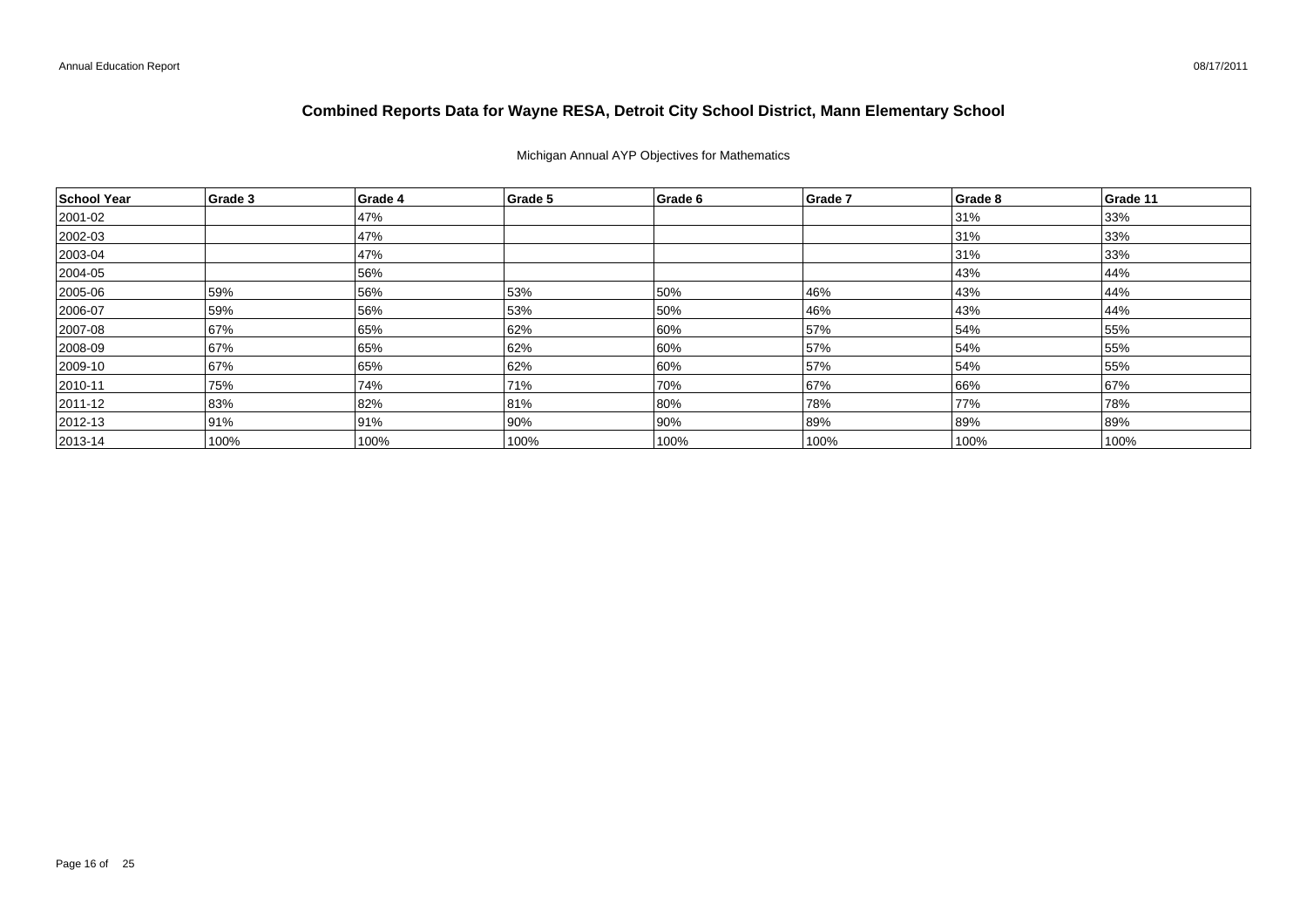# Combined Reports Data for Wayne RESA, Detroit City School District, Mann Elementary School

Michigan Annual AYP Objectives for Mathematics

| School Year | Grade 3 | Grade 4 | Grade 5 | Grade 6 | Grade 7 | Grade 8 | Grade 11 |
|---|---|---|---|---|---|---|---|
| 2001-02 | | 47% | | | | 31% | 33% |
| 2002-03 | | 47% | | | | 31% | 33% |
| 2003-04 | | 47% | | | | 31% | 33% |
| 2004-05 | | 56% | | | | 43% | 44% |
| 2005-06 | 59% | 56% | 53% | 50% | 46% | 43% | 44% |
| 2006-07 | 59% | 56% | 53% | 50% | 46% | 43% | 44% |
| 2007-08 | 67% | 65% | 62% | 60% | 57% | 54% | 55% |
| 2008-09 | 67% | 65% | 62% | 60% | 57% | 54% | 55% |
| 2009-10 | 67% | 65% | 62% | 60% | 57% | 54% | 55% |
| 2010-11 | 75% | 74% | 71% | 70% | 67% | 66% | 67% |
| 2011-12 | 83% | 82% | 81% | 80% | 78% | 77% | 78% |
| 2012-13 | 91% | 91% | 90% | 90% | 89% | 89% | 89% |
| 2013-14 | 100% | 100% | 100% | 100% | 100% | 100% | 100% |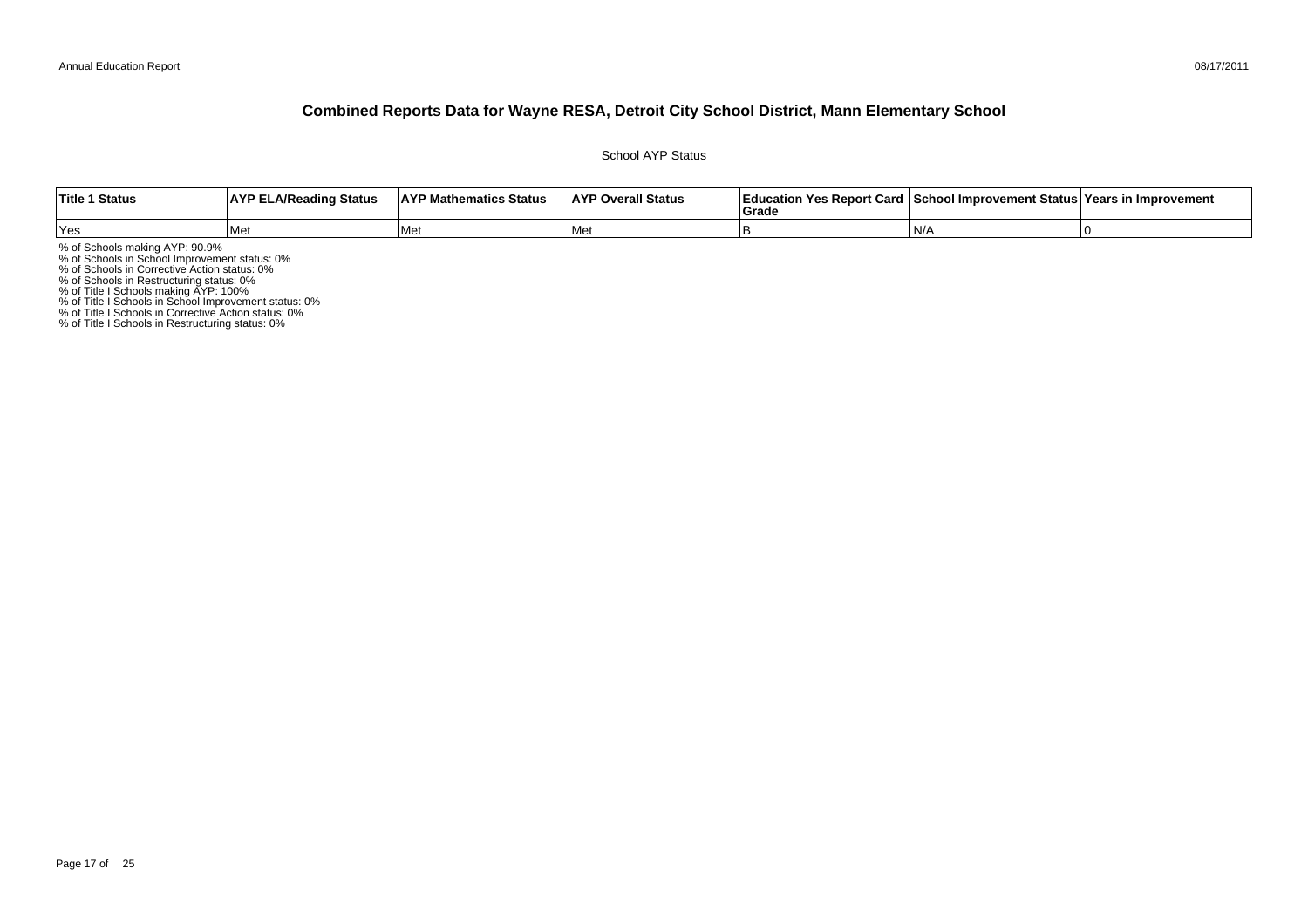# Combined Reports Data for Wayne RESA, Detroit City School District, Mann Elementary School

School AYP Status

| Title 1 Status | AYP ELA/Reading Status | AYP Mathematics Status | AYP Overall Status | Education Yes Report Card Grade | School Improvement Status | Years in Improvement |
|---|---|---|---|---|---|---|
| Yes | Met | Met | Met | B | N/A | 0 |

% of Schools making AYP: 90.9%
% of Schools in School Improvement status: 0%
% of Schools in Corrective Action status: 0%
% of Schools in Restructuring status: 0%
% of Title I Schools making AYP: 100%
% of Title I Schools in School Improvement status: 0%
% of Title I Schools in Corrective Action status: 0%
% of Title I Schools in Restructuring status: 0%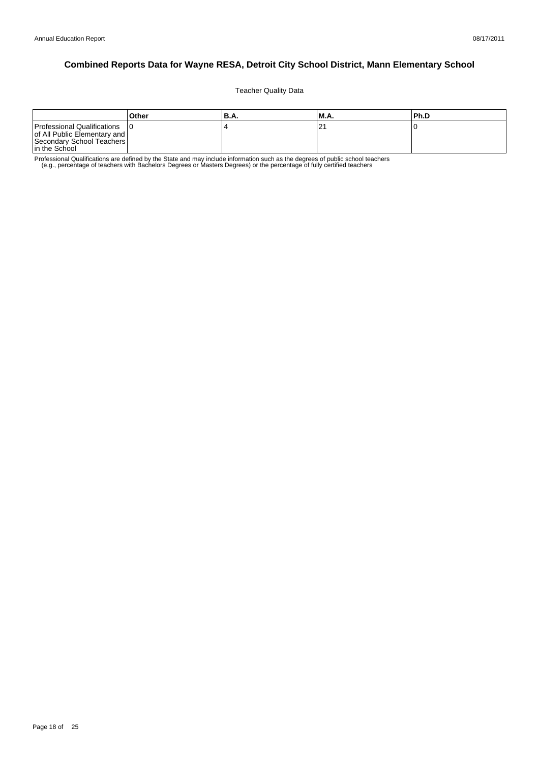# Combined Reports Data for Wayne RESA, Detroit City School District, Mann Elementary School

Teacher Quality Data

| | Other | B.A. | M.A. | Ph.D |
|---|---|---|---|---|
| Professional Qualifications of All Public Elementary and Secondary School Teachers in the School | 0 | 4 | 21 | 0 |

Professional Qualifications are defined by the State and may include information such as the degrees of public school teachers (e.g., percentage of teachers with Bachelors Degrees or Masters Degrees) or the percentage of fully certified teachers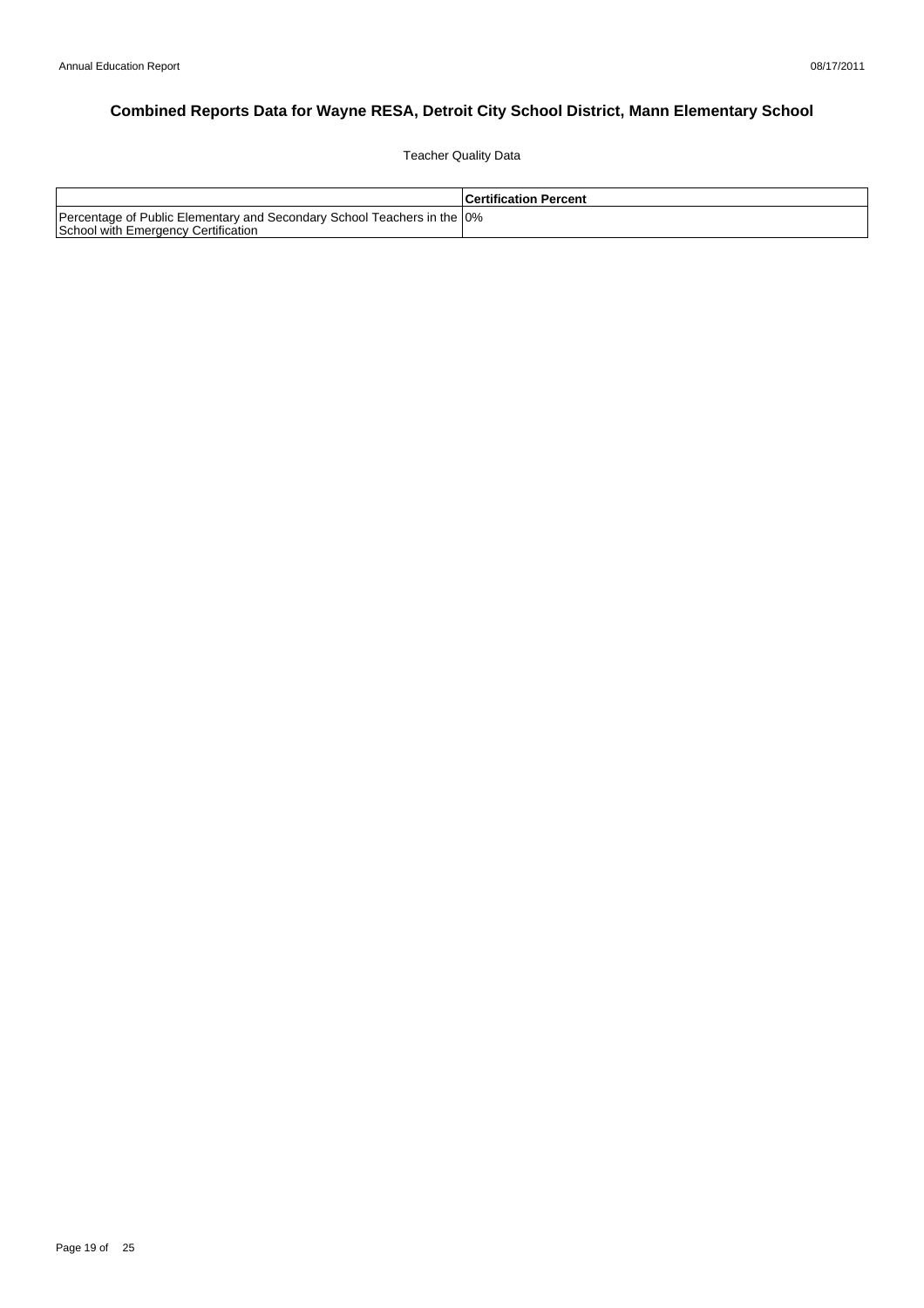# Combined Reports Data for Wayne RESA, Detroit City School District, Mann Elementary School

Teacher Quality Data

| | Certification Percent |
|---|---|
| Percentage of Public Elementary and Secondary School Teachers in the School with Emergency Certification | 0% |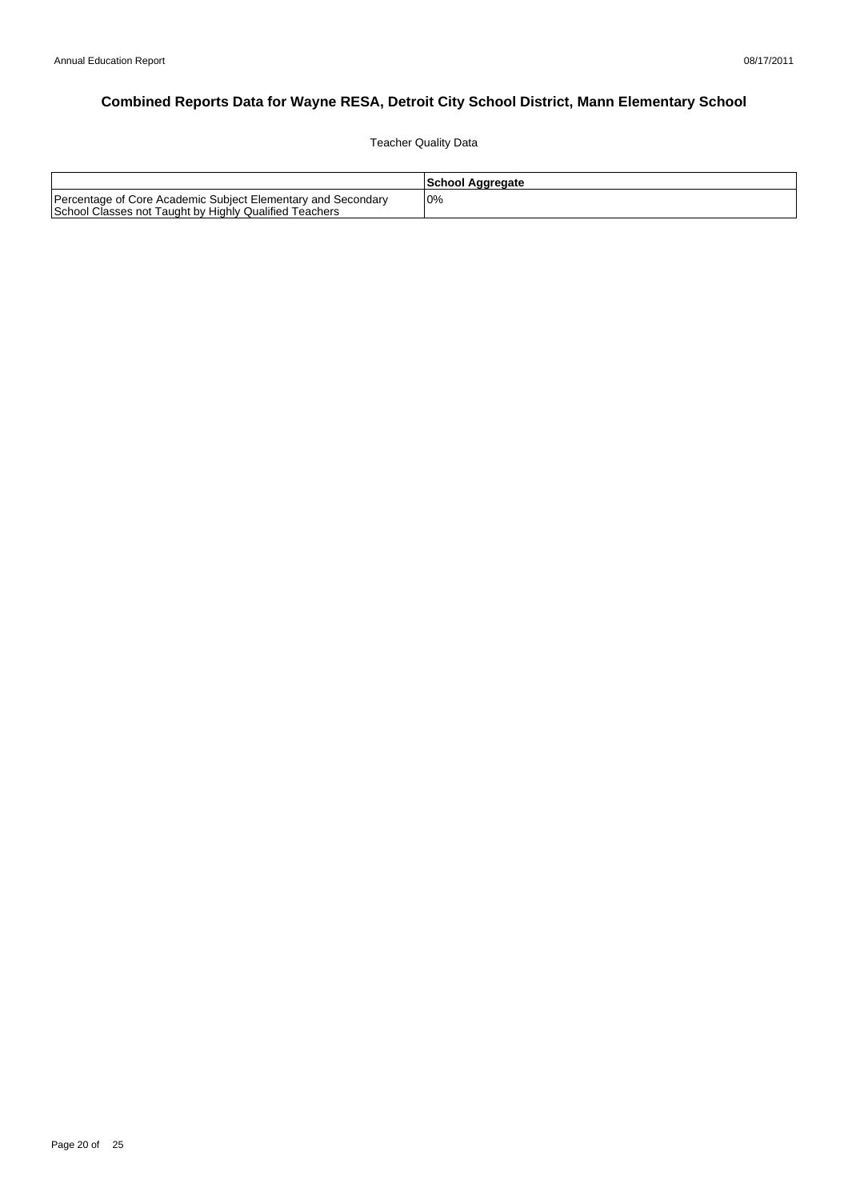# Combined Reports Data for Wayne RESA, Detroit City School District, Mann Elementary School

Teacher Quality Data

| | School Aggregate |
|---|---|
| Percentage of Core Academic Subject Elementary and Secondary School Classes not Taught by Highly Qualified Teachers | 0% |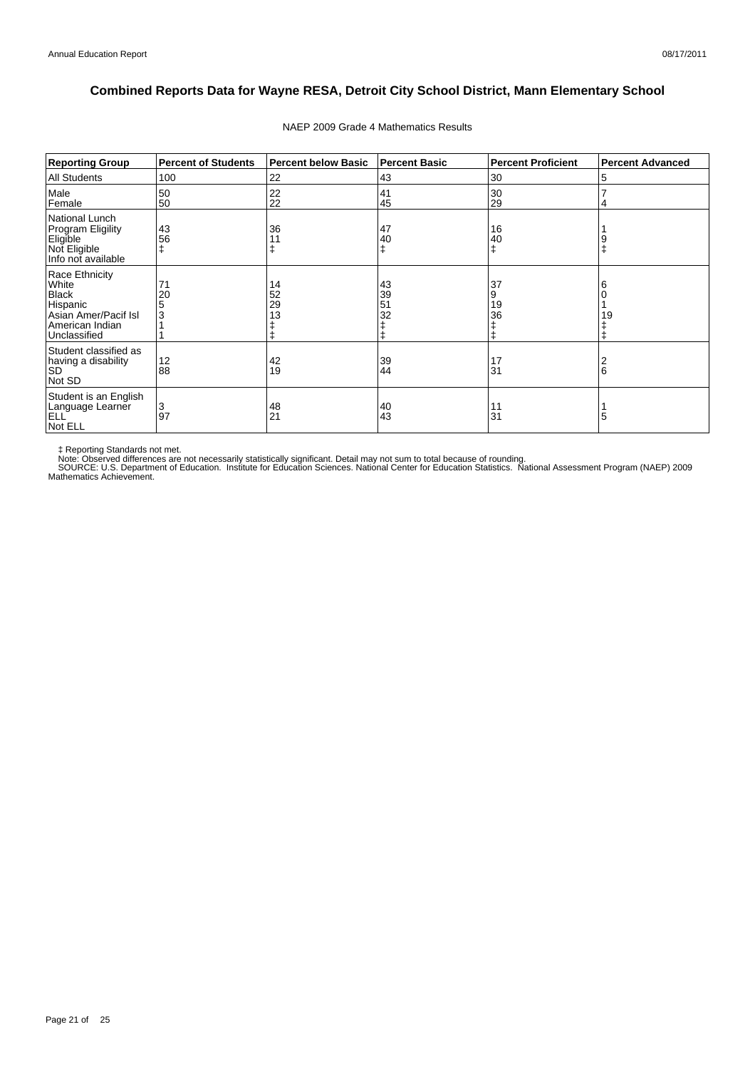# Combined Reports Data for Wayne RESA, Detroit City School District, Mann Elementary School

NAEP 2009 Grade 4 Mathematics Results

| Reporting Group | Percent of Students | Percent below Basic | Percent Basic | Percent Proficient | Percent Advanced |
|---|---|---|---|---|---|
| All Students | 100 | 22 | 43 | 30 | 5 |
| Male | 50 | 22 | 41 | 30 | 7 |
| Female | 50 | 22 | 45 | 29 | 4 |
| National Lunch Program Eligility | | | | | |
| Eligible | 43 | 36 | 47 | 16 | 1 |
| Not Eligible | 56 | 11 | 40 | 40 | 9 |
| Info not available | ‡ | ‡ | ‡ | ‡ | ‡ |
| Race Ethnicity | | | | | |
| White | 71 | 14 | 43 | 37 | 6 |
| Black | 20 | 52 | 39 | 9 | 0 |
| Hispanic | 5 | 29 | 51 | 19 | 1 |
| Asian Amer/Pacif Isl | 3 | 13 | 32 | 36 | 19 |
| American Indian | 1 | ‡ | ‡ | ‡ | ‡ |
| Unclassified | 1 | ‡ | ‡ | ‡ | ‡ |
| Student classified as having a disability | | | | | |
| SD | 12 | 42 | 39 | 17 | 2 |
| Not SD | 88 | 19 | 44 | 31 | 6 |
| Student is an English Language Learner | | | | | |
| ELL | 3 | 48 | 40 | 11 | 1 |
| Not ELL | 97 | 21 | 43 | 31 | 5 |

‡ Reporting Standards not met.
Note: Observed differences are not necessarily statistically significant. Detail may not sum to total because of rounding.
SOURCE: U.S. Department of Education. Institute for Education Sciences. National Center for Education Statistics. National Assessment Program (NAEP) 2009 Mathematics Achievement.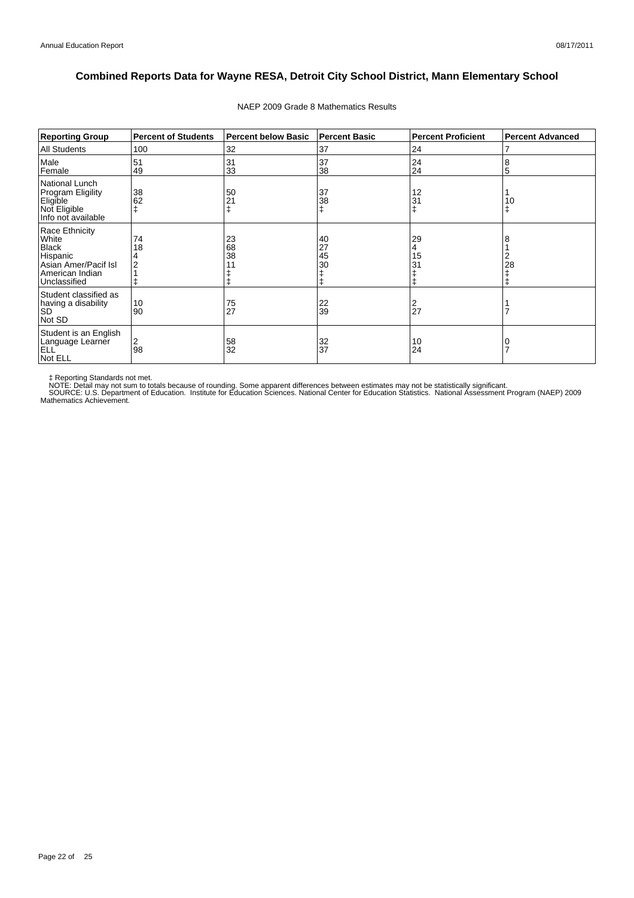## Combined Reports Data for Wayne RESA, Detroit City School District, Mann Elementary School

NAEP 2009 Grade 8 Mathematics Results

| Reporting Group | Percent of Students | Percent below Basic | Percent Basic | Percent Proficient | Percent Advanced |
|---|---|---|---|---|---|
| All Students | 100 | 32 | 37 | 24 | 7 |
| Male | 51 | 31 | 37 | 24 | 8 |
| Female | 49 | 33 | 38 | 24 | 5 |
| National Lunch Program Eligility | | | | | |
| Eligible | 38 | 50 | 37 | 12 | 1 |
| Not Eligible | 62 | 21 | 38 | 31 | 10 |
| Info not available | ‡ | ‡ | ‡ | ‡ | ‡ |
| Race Ethnicity | | | | | |
| White | 74 | 23 | 40 | 29 | 8 |
| Black | 18 | 68 | 27 | 4 | 1 |
| Hispanic | 4 | 38 | 45 | 15 | 2 |
| Asian Amer/Pacif Isl | 2 | 11 | 30 | 31 | 28 |
| American Indian | 1 | ‡ | ‡ | ‡ | ‡ |
| Unclassified | ‡ | ‡ | ‡ | ‡ | ‡ |
| Student classified as having a disability | | | | | |
| SD | 10 | 75 | 22 | 2 | 1 |
| Not SD | 90 | 27 | 39 | 27 | 7 |
| Student is an English Language Learner | | | | | |
| ELL | 2 | 58 | 32 | 10 | 0 |
| Not ELL | 98 | 32 | 37 | 24 | 7 |

‡ Reporting Standards not met.
NOTE: Detail may not sum to totals because of rounding. Some apparent differences between estimates may not be statistically significant.
SOURCE: U.S. Department of Education. Institute for Education Sciences. National Center for Education Statistics. National Assessment Program (NAEP) 2009 Mathematics Achievement.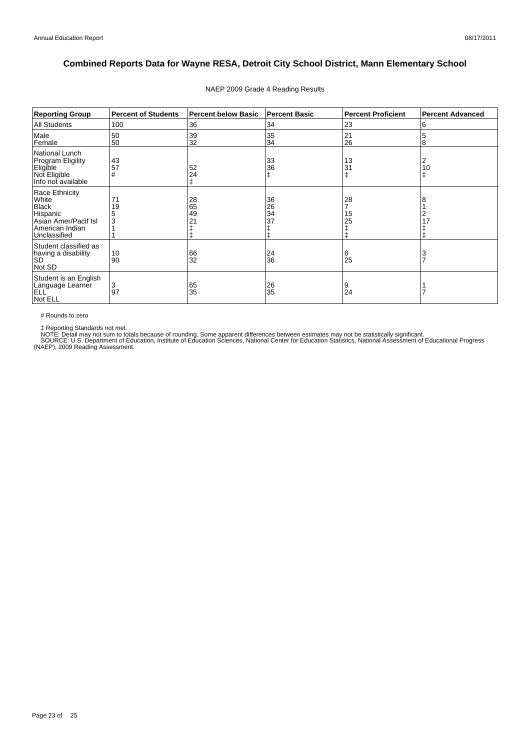# Combined Reports Data for Wayne RESA, Detroit City School District, Mann Elementary School

NAEP 2009 Grade 4 Reading Results

| Reporting Group | Percent of Students | Percent below Basic | Percent Basic | Percent Proficient | Percent Advanced |
|---|---|---|---|---|---|
| All Students | 100 | 36 | 34 | 23 | 6 |
| Male | 50 | 39 | 35 | 21 | 5 |
| Female | 50 | 32 | 34 | 26 | 8 |
| National Lunch Program Eligility | | | | | |
| Eligible | 43 | 52 | 33 | 13 | 2 |
| Not Eligible | 57 | 24 | 36 | 31 | 10 |
| Info not available | # | ‡ | ‡ | ‡ | ‡ |
| Race Ethnicity | | | | | |
| White | 71 | 28 | 36 | 28 | 8 |
| Black | 19 | 65 | 26 | 7 | 1 |
| Hispanic | 5 | 49 | 34 | 15 | 2 |
| Asian Amer/Pacif Isl | 3 | 21 | 37 | 25 | 17 |
| American Indian | 1 | ‡ | ‡ | ‡ | ‡ |
| Unclassified | 1 | ‡ | ‡ | ‡ | ‡ |
| Student classified as having a disability | | | | | |
| SD | 10 | 66 | 24 | 8 | 3 |
| Not SD | 90 | 32 | 36 | 25 | 7 |
| Student is an English Language Learner | | | | | |
| ELL | 3 | 65 | 26 | 9 | 1 |
| Not ELL | 97 | 35 | 35 | 24 | 7 |

# Rounds to zero

‡ Reporting Standards not met.
NOTE: Detail may not sum to totals because of rounding. Some apparent differences between estimates may not be statistically significant.
SOURCE: U.S. Department of Education, Institute of Education Sciences, National Center for Education Statistics, National Assessment of Educational Progress (NAEP), 2009 Reading Assessment.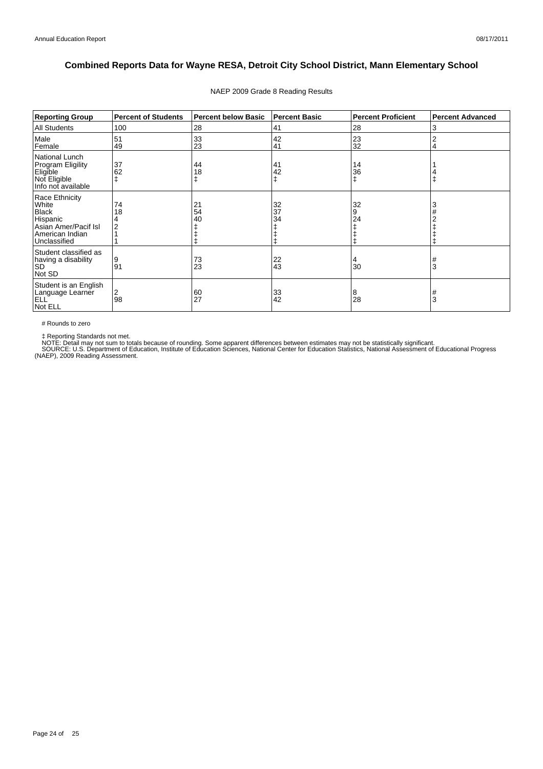# Combined Reports Data for Wayne RESA, Detroit City School District, Mann Elementary School

NAEP 2009 Grade 8 Reading Results

| Reporting Group | Percent of Students | Percent below Basic | Percent Basic | Percent Proficient | Percent Advanced |
|---|---|---|---|---|---|
| All Students | 100 | 28 | 41 | 28 | 3 |
| Male | 51 | 33 | 42 | 23 | 2 |
| Female | 49 | 23 | 41 | 32 | 4 |
| National Lunch Program Eligility | | | | | |
| Eligible | 37 | 44 | 41 | 14 | 1 |
| Not Eligible | 62 | 18 | 42 | 36 | 4 |
| Info not available | ‡ | ‡ | ‡ | ‡ | ‡ |
| Race Ethnicity | | | | | |
| White | 74 | 21 | 32 | 32 | 3 |
| Black | 18 | 54 | 37 | 9 | # |
| Hispanic | 4 | 40 | 34 | 24 | 2 |
| Asian Amer/Pacif Isl | 2 | ‡ | ‡ | ‡ | ‡ |
| American Indian | 1 | ‡ | ‡ | ‡ | ‡ |
| Unclassified | 1 | ‡ | ‡ | ‡ | ‡ |
| Student classified as having a disability | | | | | |
| SD | 9 | 73 | 22 | 4 | # |
| Not SD | 91 | 23 | 43 | 30 | 3 |
| Student is an English Language Learner | | | | | |
| ELL | 2 | 60 | 33 | 8 | # |
| Not ELL | 98 | 27 | 42 | 28 | 3 |

# Rounds to zero

‡ Reporting Standards not met.

NOTE: Detail may not sum to totals because of rounding. Some apparent differences between estimates may not be statistically significant.

SOURCE: U.S. Department of Education, Institute of Education Sciences, National Center for Education Statistics, National Assessment of Educational Progress (NAEP), 2009 Reading Assessment.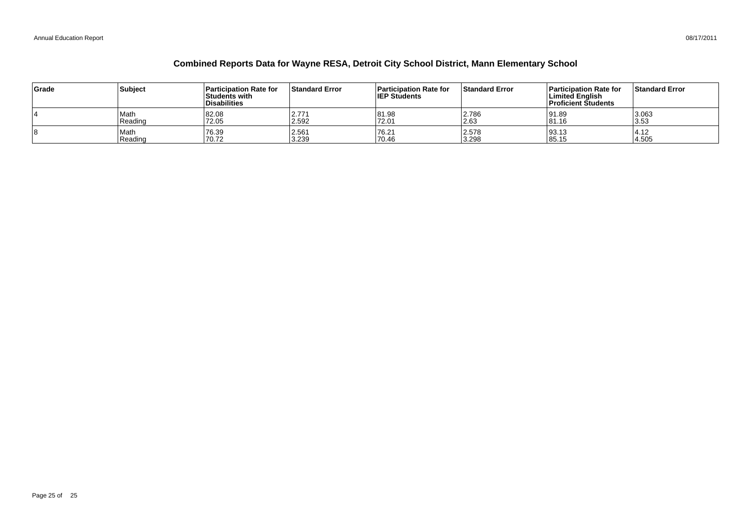## Combined Reports Data for Wayne RESA, Detroit City School District, Mann Elementary School

| Grade | Subject | Participation Rate for Students with Disabilities | Standard Error | Participation Rate for IEP Students | Standard Error | Participation Rate for Limited English Proficient Students | Standard Error |
|---|---|---|---|---|---|---|---|
| 4 | Math | 82.08 | 2.771 | 81.98 | 2.786 | 91.89 | 3.063 |
| | Reading | 72.05 | 2.592 | 72.01 | 2.63 | 81.16 | 3.53 |
| 8 | Math | 76.39 | 2.561 | 76.21 | 2.578 | 93.13 | 4.12 |
| | Reading | 70.72 | 3.239 | 70.46 | 3.298 | 85.15 | 4.505 |